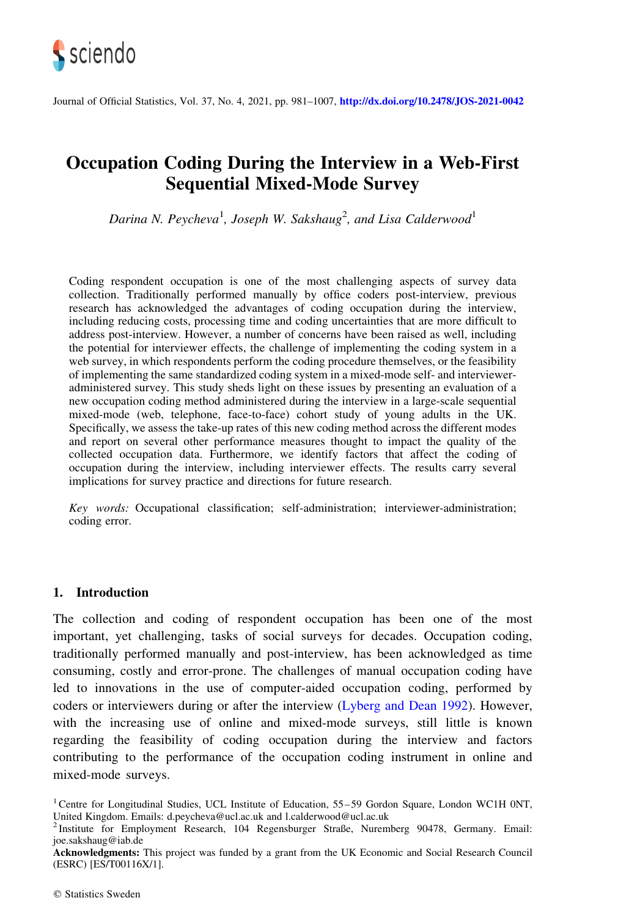# Occupation Coding During the Interview in a Web-First Sequential Mixed-Mode Survey

*Darina N. Peycheva*[1]*, Joseph W. Sakshaug*[2]*, and Lisa Calderwood*[1]

Coding respondent occupation is one of the most challenging aspects of survey data collection. Traditionally performed manually by office coders post-interview, previous research has acknowledged the advantages of coding occupation during the interview, including reducing costs, processing time and coding uncertainties that are more difficult to address post-interview. However, a number of concerns have been raised as well, including the potential for interviewer effects, the challenge of implementing the coding system in a web survey, in which respondents perform the coding procedure themselves, or the feasibility of implementing the same standardized coding system in a mixed-mode self- and interviewer-administered survey. This study sheds light on these issues by presenting an evaluation of a new occupation coding method administered during the interview in a large-scale sequential mixed-mode (web, telephone, face-to-face) cohort study of young adults in the UK. Specifically, we assess the take-up rates of this new coding method across the different modes and report on several other performance measures thought to impact the quality of the collected occupation data. Furthermore, we identify factors that affect the coding of occupation during the interview, including interviewer effects. The results carry several implications for survey practice and directions for future research.

*Key words:* Occupational classification; self-administration; interviewer-administration; coding error.

## 1. Introduction

The collection and coding of respondent occupation has been one of the most important, yet challenging, tasks of social surveys for decades. Occupation coding, traditionally performed manually and post-interview, has been acknowledged as time consuming, costly and error-prone. The challenges of manual occupation coding have led to innovations in the use of computer-aided occupation coding, performed by coders or interviewers during or after the interview (Lyberg and Dean 1992). However, with the increasing use of online and mixed-mode surveys, still little is known regarding the feasibility of coding occupation during the interview and factors contributing to the performance of the occupation coding instrument in online and mixed-mode surveys.

[1] Centre for Longitudinal Studies, UCL Institute of Education, 55–59 Gordon Square, London WC1H 0NT, United Kingdom. Emails: d.peycheva@ucl.ac.uk and l.calderwood@ucl.ac.uk

[2] Institute for Employment Research, 104 Regensburger Straße, Nuremberg 90478, Germany. Email: joe.sakshaug@iab.de

**Acknowledgments:** This project was funded by a grant from the UK Economic and Social Research Council (ESRC) [ES/T00116X/1].

© Statistics Sweden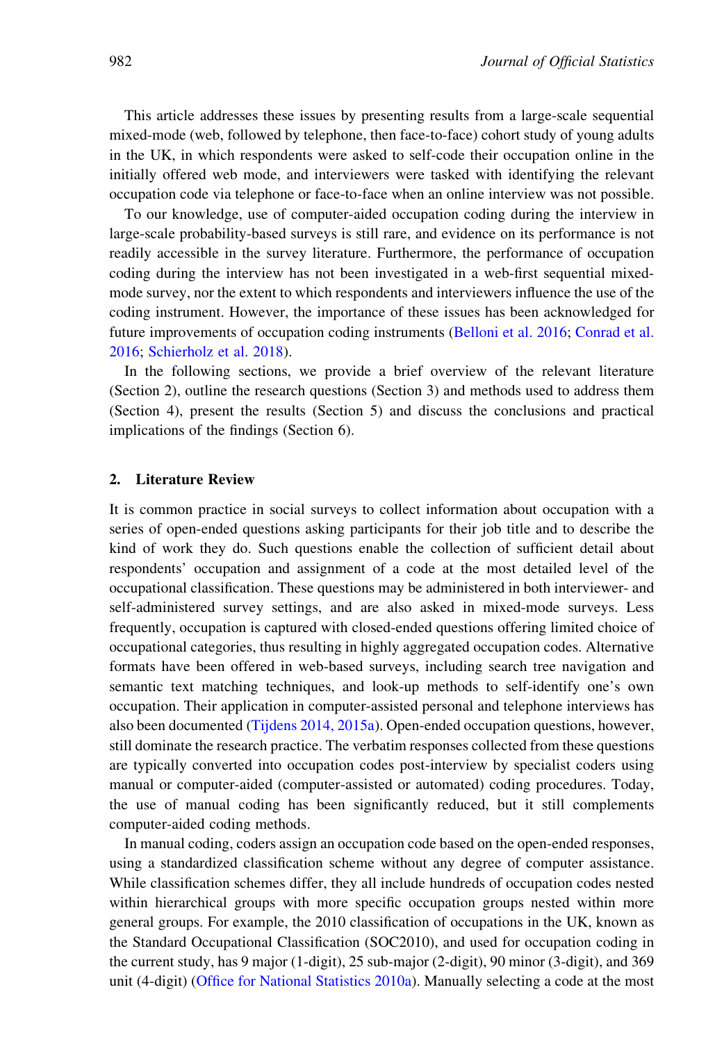This article addresses these issues by presenting results from a large-scale sequential mixed-mode (web, followed by telephone, then face-to-face) cohort study of young adults in the UK, in which respondents were asked to self-code their occupation online in the initially offered web mode, and interviewers were tasked with identifying the relevant occupation code via telephone or face-to-face when an online interview was not possible.

To our knowledge, use of computer-aided occupation coding during the interview in large-scale probability-based surveys is still rare, and evidence on its performance is not readily accessible in the survey literature. Furthermore, the performance of occupation coding during the interview has not been investigated in a web-first sequential mixed-mode survey, nor the extent to which respondents and interviewers influence the use of the coding instrument. However, the importance of these issues has been acknowledged for future improvements of occupation coding instruments (Belloni et al. 2016; Conrad et al. 2016; Schierholz et al. 2018).

In the following sections, we provide a brief overview of the relevant literature (Section 2), outline the research questions (Section 3) and methods used to address them (Section 4), present the results (Section 5) and discuss the conclusions and practical implications of the findings (Section 6).

## 2. Literature Review

It is common practice in social surveys to collect information about occupation with a series of open-ended questions asking participants for their job title and to describe the kind of work they do. Such questions enable the collection of sufficient detail about respondents' occupation and assignment of a code at the most detailed level of the occupational classification. These questions may be administered in both interviewer- and self-administered survey settings, and are also asked in mixed-mode surveys. Less frequently, occupation is captured with closed-ended questions offering limited choice of occupational categories, thus resulting in highly aggregated occupation codes. Alternative formats have been offered in web-based surveys, including search tree navigation and semantic text matching techniques, and look-up methods to self-identify one's own occupation. Their application in computer-assisted personal and telephone interviews has also been documented (Tijdens 2014, 2015a). Open-ended occupation questions, however, still dominate the research practice. The verbatim responses collected from these questions are typically converted into occupation codes post-interview by specialist coders using manual or computer-aided (computer-assisted or automated) coding procedures. Today, the use of manual coding has been significantly reduced, but it still complements computer-aided coding methods.

In manual coding, coders assign an occupation code based on the open-ended responses, using a standardized classification scheme without any degree of computer assistance. While classification schemes differ, they all include hundreds of occupation codes nested within hierarchical groups with more specific occupation groups nested within more general groups. For example, the 2010 classification of occupations in the UK, known as the Standard Occupational Classification (SOC2010), and used for occupation coding in the current study, has 9 major (1-digit), 25 sub-major (2-digit), 90 minor (3-digit), and 369 unit (4-digit) (Office for National Statistics 2010a). Manually selecting a code at the most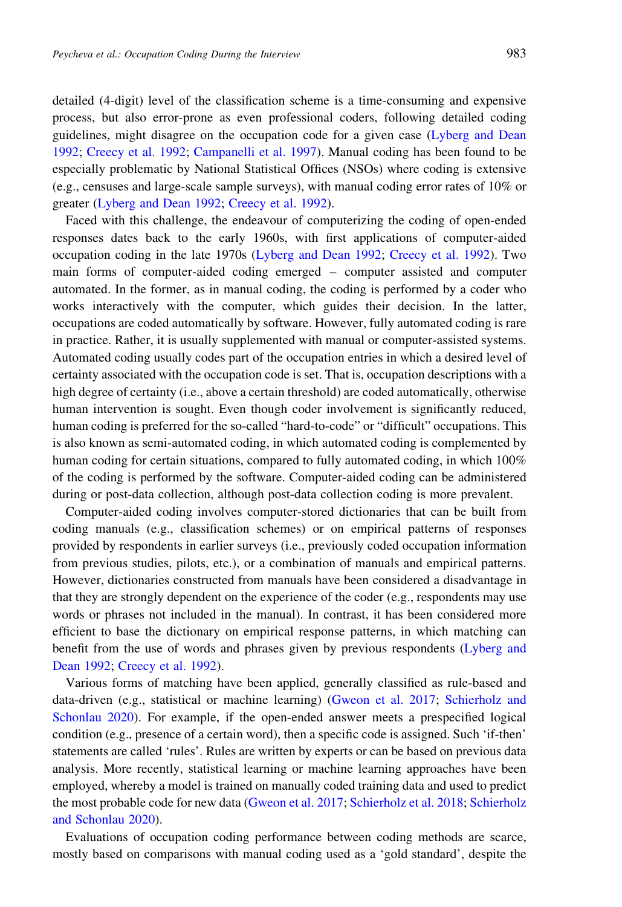detailed (4-digit) level of the classification scheme is a time-consuming and expensive process, but also error-prone as even professional coders, following detailed coding guidelines, might disagree on the occupation code for a given case (Lyberg and Dean 1992; Creecy et al. 1992; Campanelli et al. 1997). Manual coding has been found to be especially problematic by National Statistical Offices (NSOs) where coding is extensive (e.g., censuses and large-scale sample surveys), with manual coding error rates of 10% or greater (Lyberg and Dean 1992; Creecy et al. 1992).

Faced with this challenge, the endeavour of computerizing the coding of open-ended responses dates back to the early 1960s, with first applications of computer-aided occupation coding in the late 1970s (Lyberg and Dean 1992; Creecy et al. 1992). Two main forms of computer-aided coding emerged – computer assisted and computer automated. In the former, as in manual coding, the coding is performed by a coder who works interactively with the computer, which guides their decision. In the latter, occupations are coded automatically by software. However, fully automated coding is rare in practice. Rather, it is usually supplemented with manual or computer-assisted systems. Automated coding usually codes part of the occupation entries in which a desired level of certainty associated with the occupation code is set. That is, occupation descriptions with a high degree of certainty (i.e., above a certain threshold) are coded automatically, otherwise human intervention is sought. Even though coder involvement is significantly reduced, human coding is preferred for the so-called "hard-to-code" or "difficult" occupations. This is also known as semi-automated coding, in which automated coding is complemented by human coding for certain situations, compared to fully automated coding, in which 100% of the coding is performed by the software. Computer-aided coding can be administered during or post-data collection, although post-data collection coding is more prevalent.

Computer-aided coding involves computer-stored dictionaries that can be built from coding manuals (e.g., classification schemes) or on empirical patterns of responses provided by respondents in earlier surveys (i.e., previously coded occupation information from previous studies, pilots, etc.), or a combination of manuals and empirical patterns. However, dictionaries constructed from manuals have been considered a disadvantage in that they are strongly dependent on the experience of the coder (e.g., respondents may use words or phrases not included in the manual). In contrast, it has been considered more efficient to base the dictionary on empirical response patterns, in which matching can benefit from the use of words and phrases given by previous respondents (Lyberg and Dean 1992; Creecy et al. 1992).

Various forms of matching have been applied, generally classified as rule-based and data-driven (e.g., statistical or machine learning) (Gweon et al. 2017; Schierholz and Schonlau 2020). For example, if the open-ended answer meets a prespecified logical condition (e.g., presence of a certain word), then a specific code is assigned. Such 'if-then' statements are called 'rules'. Rules are written by experts or can be based on previous data analysis. More recently, statistical learning or machine learning approaches have been employed, whereby a model is trained on manually coded training data and used to predict the most probable code for new data (Gweon et al. 2017; Schierholz et al. 2018; Schierholz and Schonlau 2020).

Evaluations of occupation coding performance between coding methods are scarce, mostly based on comparisons with manual coding used as a 'gold standard', despite the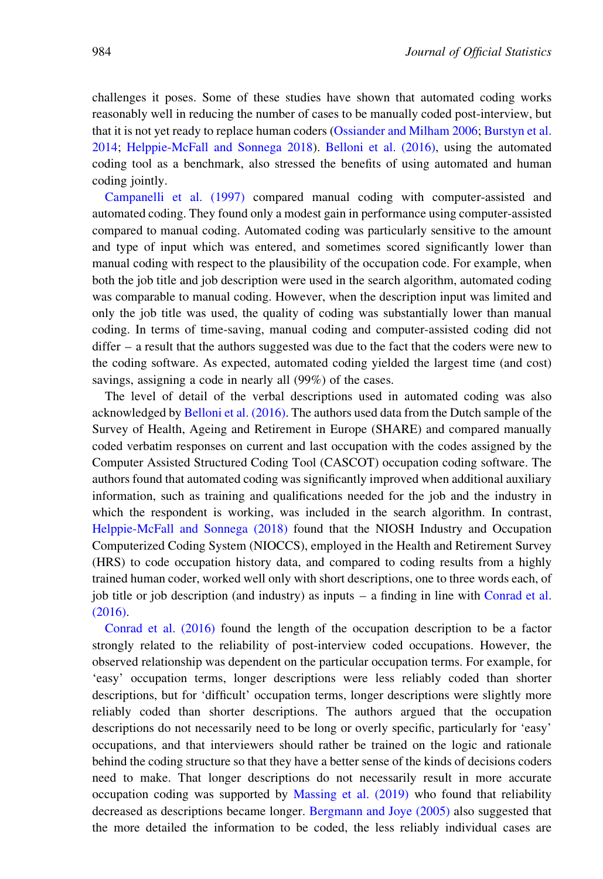challenges it poses. Some of these studies have shown that automated coding works reasonably well in reducing the number of cases to be manually coded post-interview, but that it is not yet ready to replace human coders (Ossiander and Milham 2006; Burstyn et al. 2014; Helppie-McFall and Sonnega 2018). Belloni et al. (2016), using the automated coding tool as a benchmark, also stressed the benefits of using automated and human coding jointly.

Campanelli et al. (1997) compared manual coding with computer-assisted and automated coding. They found only a modest gain in performance using computer-assisted compared to manual coding. Automated coding was particularly sensitive to the amount and type of input which was entered, and sometimes scored significantly lower than manual coding with respect to the plausibility of the occupation code. For example, when both the job title and job description were used in the search algorithm, automated coding was comparable to manual coding. However, when the description input was limited and only the job title was used, the quality of coding was substantially lower than manual coding. In terms of time-saving, manual coding and computer-assisted coding did not differ – a result that the authors suggested was due to the fact that the coders were new to the coding software. As expected, automated coding yielded the largest time (and cost) savings, assigning a code in nearly all (99%) of the cases.

The level of detail of the verbal descriptions used in automated coding was also acknowledged by Belloni et al. (2016). The authors used data from the Dutch sample of the Survey of Health, Ageing and Retirement in Europe (SHARE) and compared manually coded verbatim responses on current and last occupation with the codes assigned by the Computer Assisted Structured Coding Tool (CASCOT) occupation coding software. The authors found that automated coding was significantly improved when additional auxiliary information, such as training and qualifications needed for the job and the industry in which the respondent is working, was included in the search algorithm. In contrast, Helppie-McFall and Sonnega (2018) found that the NIOSH Industry and Occupation Computerized Coding System (NIOCCS), employed in the Health and Retirement Survey (HRS) to code occupation history data, and compared to coding results from a highly trained human coder, worked well only with short descriptions, one to three words each, of job title or job description (and industry) as inputs – a finding in line with Conrad et al. (2016).

Conrad et al. (2016) found the length of the occupation description to be a factor strongly related to the reliability of post-interview coded occupations. However, the observed relationship was dependent on the particular occupation terms. For example, for 'easy' occupation terms, longer descriptions were less reliably coded than shorter descriptions, but for 'difficult' occupation terms, longer descriptions were slightly more reliably coded than shorter descriptions. The authors argued that the occupation descriptions do not necessarily need to be long or overly specific, particularly for 'easy' occupations, and that interviewers should rather be trained on the logic and rationale behind the coding structure so that they have a better sense of the kinds of decisions coders need to make. That longer descriptions do not necessarily result in more accurate occupation coding was supported by Massing et al. (2019) who found that reliability decreased as descriptions became longer. Bergmann and Joye (2005) also suggested that the more detailed the information to be coded, the less reliably individual cases are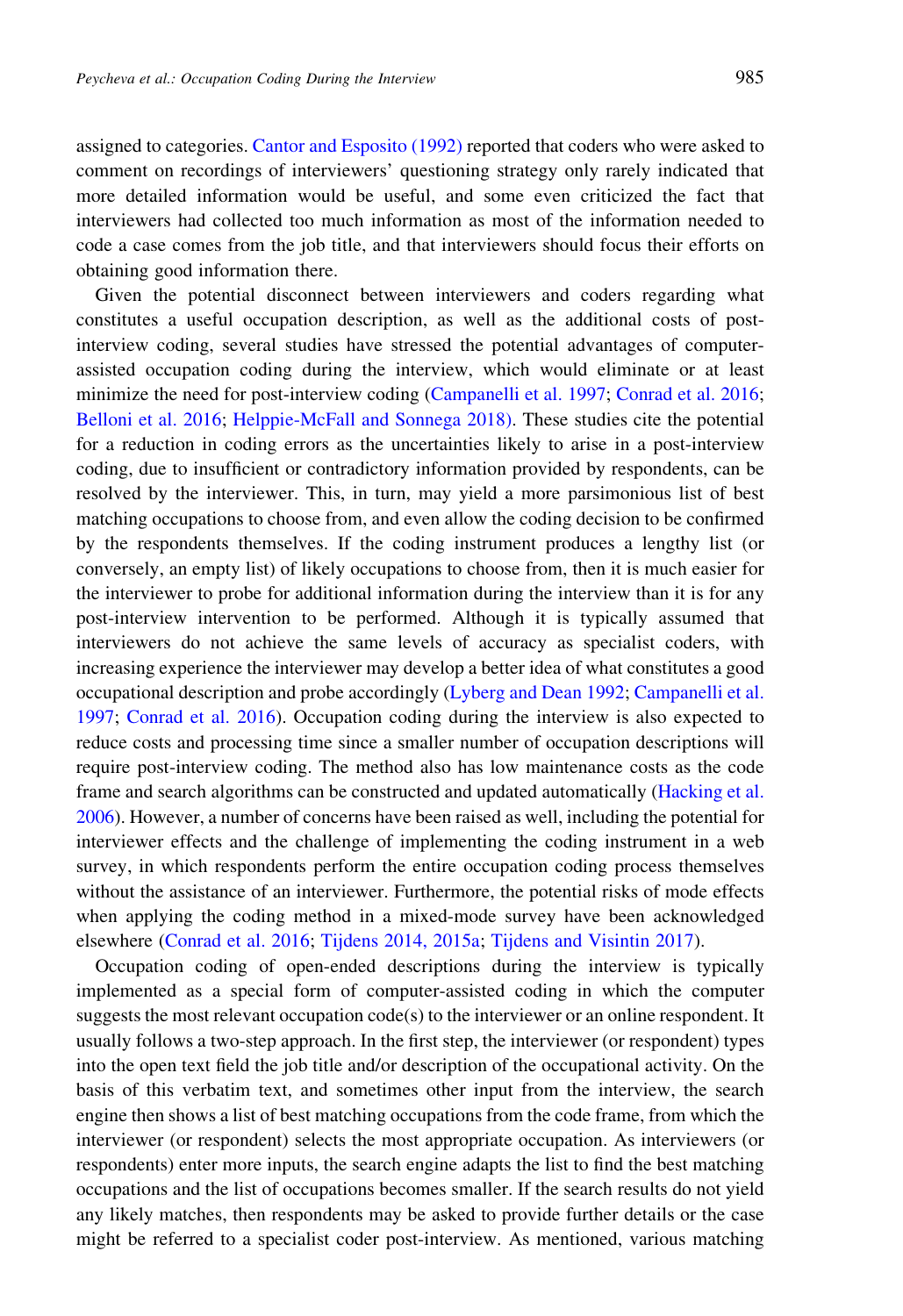assigned to categories. Cantor and Esposito (1992) reported that coders who were asked to comment on recordings of interviewers' questioning strategy only rarely indicated that more detailed information would be useful, and some even criticized the fact that interviewers had collected too much information as most of the information needed to code a case comes from the job title, and that interviewers should focus their efforts on obtaining good information there.

Given the potential disconnect between interviewers and coders regarding what constitutes a useful occupation description, as well as the additional costs of post-interview coding, several studies have stressed the potential advantages of computer-assisted occupation coding during the interview, which would eliminate or at least minimize the need for post-interview coding (Campanelli et al. 1997; Conrad et al. 2016; Belloni et al. 2016; Helppie-McFall and Sonnega 2018). These studies cite the potential for a reduction in coding errors as the uncertainties likely to arise in a post-interview coding, due to insufficient or contradictory information provided by respondents, can be resolved by the interviewer. This, in turn, may yield a more parsimonious list of best matching occupations to choose from, and even allow the coding decision to be confirmed by the respondents themselves. If the coding instrument produces a lengthy list (or conversely, an empty list) of likely occupations to choose from, then it is much easier for the interviewer to probe for additional information during the interview than it is for any post-interview intervention to be performed. Although it is typically assumed that interviewers do not achieve the same levels of accuracy as specialist coders, with increasing experience the interviewer may develop a better idea of what constitutes a good occupational description and probe accordingly (Lyberg and Dean 1992; Campanelli et al. 1997; Conrad et al. 2016). Occupation coding during the interview is also expected to reduce costs and processing time since a smaller number of occupation descriptions will require post-interview coding. The method also has low maintenance costs as the code frame and search algorithms can be constructed and updated automatically (Hacking et al. 2006). However, a number of concerns have been raised as well, including the potential for interviewer effects and the challenge of implementing the coding instrument in a web survey, in which respondents perform the entire occupation coding process themselves without the assistance of an interviewer. Furthermore, the potential risks of mode effects when applying the coding method in a mixed-mode survey have been acknowledged elsewhere (Conrad et al. 2016; Tijdens 2014, 2015a; Tijdens and Visintin 2017).

Occupation coding of open-ended descriptions during the interview is typically implemented as a special form of computer-assisted coding in which the computer suggests the most relevant occupation code(s) to the interviewer or an online respondent. It usually follows a two-step approach. In the first step, the interviewer (or respondent) types into the open text field the job title and/or description of the occupational activity. On the basis of this verbatim text, and sometimes other input from the interview, the search engine then shows a list of best matching occupations from the code frame, from which the interviewer (or respondent) selects the most appropriate occupation. As interviewers (or respondents) enter more inputs, the search engine adapts the list to find the best matching occupations and the list of occupations becomes smaller. If the search results do not yield any likely matches, then respondents may be asked to provide further details or the case might be referred to a specialist coder post-interview. As mentioned, various matching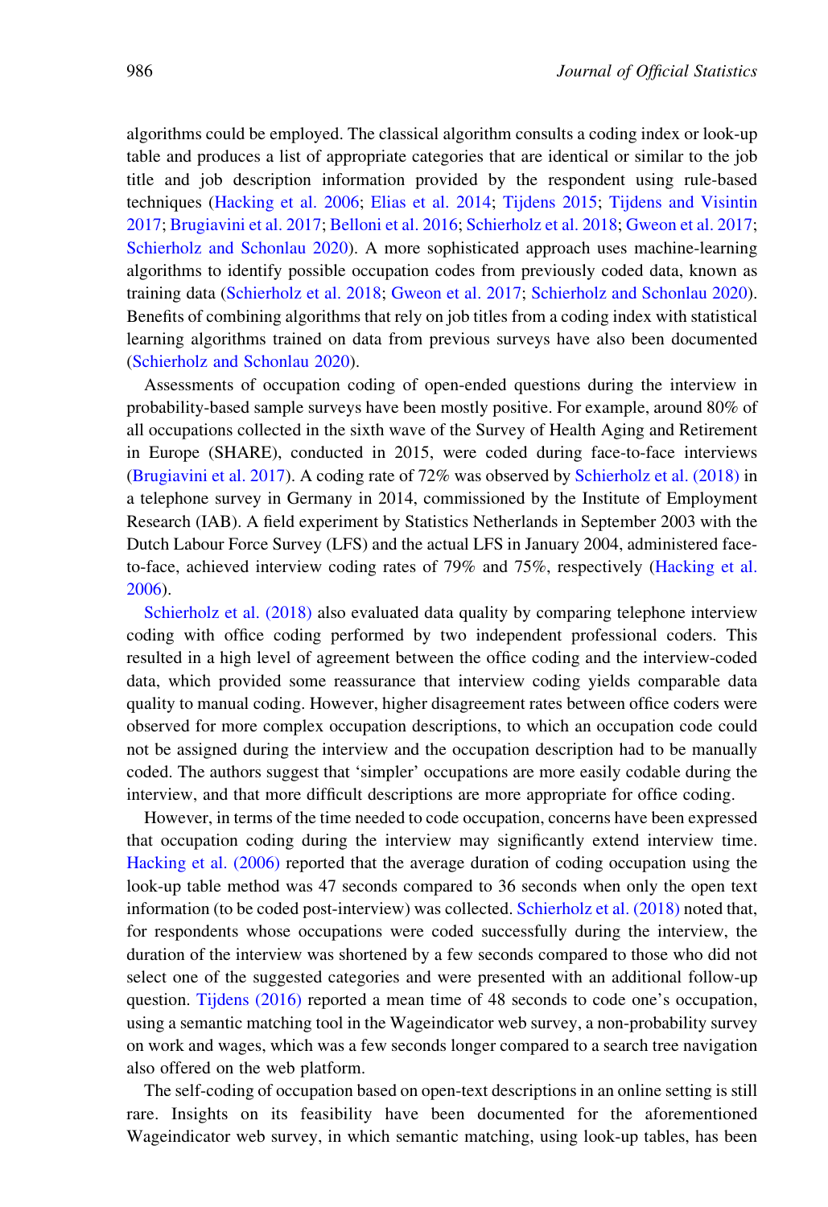algorithms could be employed. The classical algorithm consults a coding index or look-up table and produces a list of appropriate categories that are identical or similar to the job title and job description information provided by the respondent using rule-based techniques (Hacking et al. 2006; Elias et al. 2014; Tijdens 2015; Tijdens and Visintin 2017; Brugiavini et al. 2017; Belloni et al. 2016; Schierholz et al. 2018; Gweon et al. 2017; Schierholz and Schonlau 2020). A more sophisticated approach uses machine-learning algorithms to identify possible occupation codes from previously coded data, known as training data (Schierholz et al. 2018; Gweon et al. 2017; Schierholz and Schonlau 2020). Benefits of combining algorithms that rely on job titles from a coding index with statistical learning algorithms trained on data from previous surveys have also been documented (Schierholz and Schonlau 2020).

Assessments of occupation coding of open-ended questions during the interview in probability-based sample surveys have been mostly positive. For example, around 80% of all occupations collected in the sixth wave of the Survey of Health Aging and Retirement in Europe (SHARE), conducted in 2015, were coded during face-to-face interviews (Brugiavini et al. 2017). A coding rate of 72% was observed by Schierholz et al. (2018) in a telephone survey in Germany in 2014, commissioned by the Institute of Employment Research (IAB). A field experiment by Statistics Netherlands in September 2003 with the Dutch Labour Force Survey (LFS) and the actual LFS in January 2004, administered face-to-face, achieved interview coding rates of 79% and 75%, respectively (Hacking et al. 2006).

Schierholz et al. (2018) also evaluated data quality by comparing telephone interview coding with office coding performed by two independent professional coders. This resulted in a high level of agreement between the office coding and the interview-coded data, which provided some reassurance that interview coding yields comparable data quality to manual coding. However, higher disagreement rates between office coders were observed for more complex occupation descriptions, to which an occupation code could not be assigned during the interview and the occupation description had to be manually coded. The authors suggest that 'simpler' occupations are more easily codable during the interview, and that more difficult descriptions are more appropriate for office coding.

However, in terms of the time needed to code occupation, concerns have been expressed that occupation coding during the interview may significantly extend interview time. Hacking et al. (2006) reported that the average duration of coding occupation using the look-up table method was 47 seconds compared to 36 seconds when only the open text information (to be coded post-interview) was collected. Schierholz et al. (2018) noted that, for respondents whose occupations were coded successfully during the interview, the duration of the interview was shortened by a few seconds compared to those who did not select one of the suggested categories and were presented with an additional follow-up question. Tijdens (2016) reported a mean time of 48 seconds to code one's occupation, using a semantic matching tool in the Wageindicator web survey, a non-probability survey on work and wages, which was a few seconds longer compared to a search tree navigation also offered on the web platform.

The self-coding of occupation based on open-text descriptions in an online setting is still rare. Insights on its feasibility have been documented for the aforementioned Wageindicator web survey, in which semantic matching, using look-up tables, has been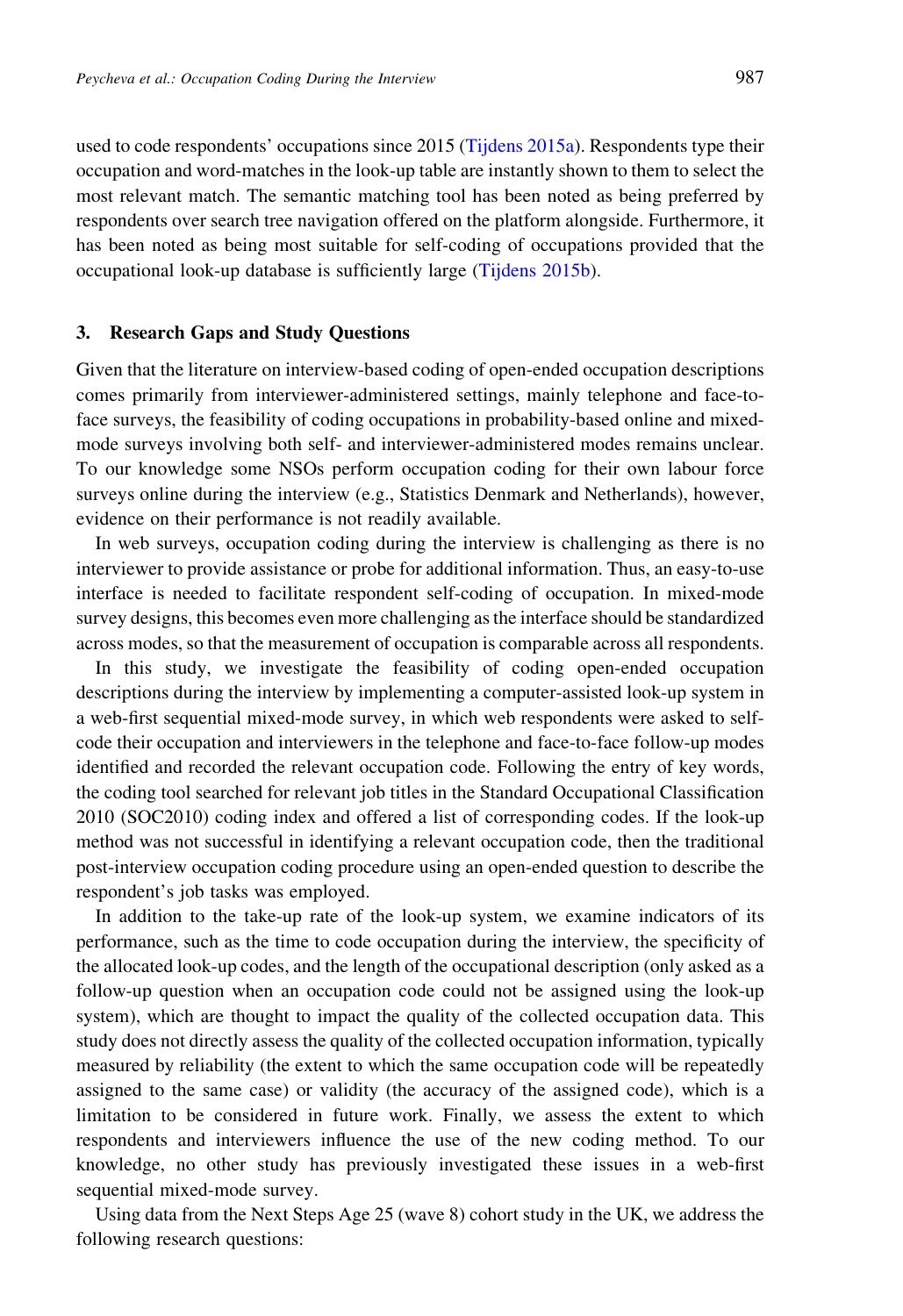used to code respondents' occupations since 2015 (Tijdens 2015a). Respondents type their occupation and word-matches in the look-up table are instantly shown to them to select the most relevant match. The semantic matching tool has been noted as being preferred by respondents over search tree navigation offered on the platform alongside. Furthermore, it has been noted as being most suitable for self-coding of occupations provided that the occupational look-up database is sufficiently large (Tijdens 2015b).

## 3. Research Gaps and Study Questions

Given that the literature on interview-based coding of open-ended occupation descriptions comes primarily from interviewer-administered settings, mainly telephone and face-to-face surveys, the feasibility of coding occupations in probability-based online and mixed-mode surveys involving both self- and interviewer-administered modes remains unclear. To our knowledge some NSOs perform occupation coding for their own labour force surveys online during the interview (e.g., Statistics Denmark and Netherlands), however, evidence on their performance is not readily available.

In web surveys, occupation coding during the interview is challenging as there is no interviewer to provide assistance or probe for additional information. Thus, an easy-to-use interface is needed to facilitate respondent self-coding of occupation. In mixed-mode survey designs, this becomes even more challenging as the interface should be standardized across modes, so that the measurement of occupation is comparable across all respondents.

In this study, we investigate the feasibility of coding open-ended occupation descriptions during the interview by implementing a computer-assisted look-up system in a web-first sequential mixed-mode survey, in which web respondents were asked to self-code their occupation and interviewers in the telephone and face-to-face follow-up modes identified and recorded the relevant occupation code. Following the entry of key words, the coding tool searched for relevant job titles in the Standard Occupational Classification 2010 (SOC2010) coding index and offered a list of corresponding codes. If the look-up method was not successful in identifying a relevant occupation code, then the traditional post-interview occupation coding procedure using an open-ended question to describe the respondent's job tasks was employed.

In addition to the take-up rate of the look-up system, we examine indicators of its performance, such as the time to code occupation during the interview, the specificity of the allocated look-up codes, and the length of the occupational description (only asked as a follow-up question when an occupation code could not be assigned using the look-up system), which are thought to impact the quality of the collected occupation data. This study does not directly assess the quality of the collected occupation information, typically measured by reliability (the extent to which the same occupation code will be repeatedly assigned to the same case) or validity (the accuracy of the assigned code), which is a limitation to be considered in future work. Finally, we assess the extent to which respondents and interviewers influence the use of the new coding method. To our knowledge, no other study has previously investigated these issues in a web-first sequential mixed-mode survey.

Using data from the Next Steps Age 25 (wave 8) cohort study in the UK, we address the following research questions: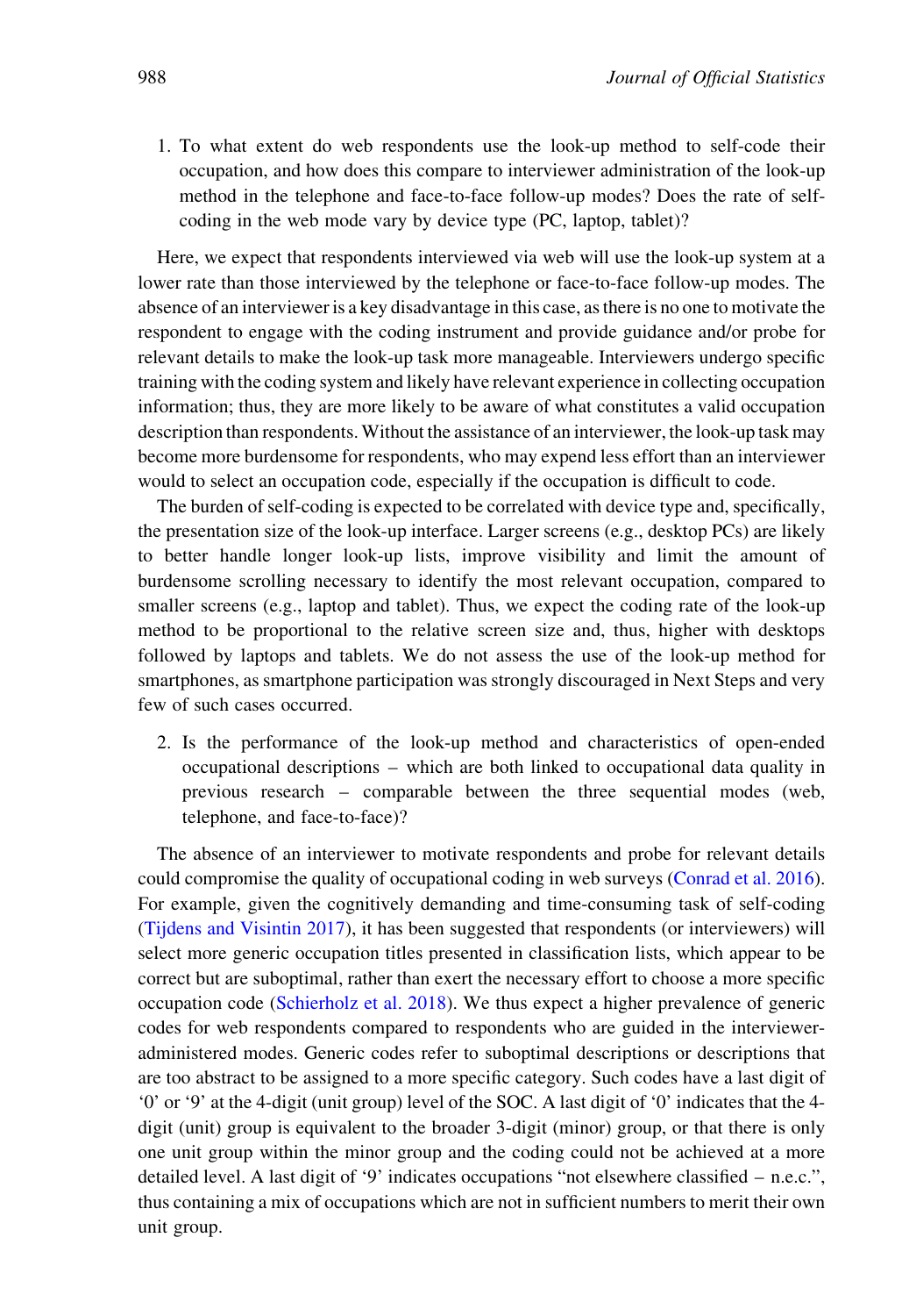1. To what extent do web respondents use the look-up method to self-code their occupation, and how does this compare to interviewer administration of the look-up method in the telephone and face-to-face follow-up modes? Does the rate of self-coding in the web mode vary by device type (PC, laptop, tablet)?

Here, we expect that respondents interviewed via web will use the look-up system at a lower rate than those interviewed by the telephone or face-to-face follow-up modes. The absence of an interviewer is a key disadvantage in this case, as there is no one to motivate the respondent to engage with the coding instrument and provide guidance and/or probe for relevant details to make the look-up task more manageable. Interviewers undergo specific training with the coding system and likely have relevant experience in collecting occupation information; thus, they are more likely to be aware of what constitutes a valid occupation description than respondents. Without the assistance of an interviewer, the look-up task may become more burdensome for respondents, who may expend less effort than an interviewer would to select an occupation code, especially if the occupation is difficult to code.

The burden of self-coding is expected to be correlated with device type and, specifically, the presentation size of the look-up interface. Larger screens (e.g., desktop PCs) are likely to better handle longer look-up lists, improve visibility and limit the amount of burdensome scrolling necessary to identify the most relevant occupation, compared to smaller screens (e.g., laptop and tablet). Thus, we expect the coding rate of the look-up method to be proportional to the relative screen size and, thus, higher with desktops followed by laptops and tablets. We do not assess the use of the look-up method for smartphones, as smartphone participation was strongly discouraged in Next Steps and very few of such cases occurred.

2. Is the performance of the look-up method and characteristics of open-ended occupational descriptions – which are both linked to occupational data quality in previous research – comparable between the three sequential modes (web, telephone, and face-to-face)?

The absence of an interviewer to motivate respondents and probe for relevant details could compromise the quality of occupational coding in web surveys (Conrad et al. 2016). For example, given the cognitively demanding and time-consuming task of self-coding (Tijdens and Visintin 2017), it has been suggested that respondents (or interviewers) will select more generic occupation titles presented in classification lists, which appear to be correct but are suboptimal, rather than exert the necessary effort to choose a more specific occupation code (Schierholz et al. 2018). We thus expect a higher prevalence of generic codes for web respondents compared to respondents who are guided in the interviewer-administered modes. Generic codes refer to suboptimal descriptions or descriptions that are too abstract to be assigned to a more specific category. Such codes have a last digit of '0' or '9' at the 4-digit (unit group) level of the SOC. A last digit of '0' indicates that the 4-digit (unit) group is equivalent to the broader 3-digit (minor) group, or that there is only one unit group within the minor group and the coding could not be achieved at a more detailed level. A last digit of '9' indicates occupations "not elsewhere classified – n.e.c.", thus containing a mix of occupations which are not in sufficient numbers to merit their own unit group.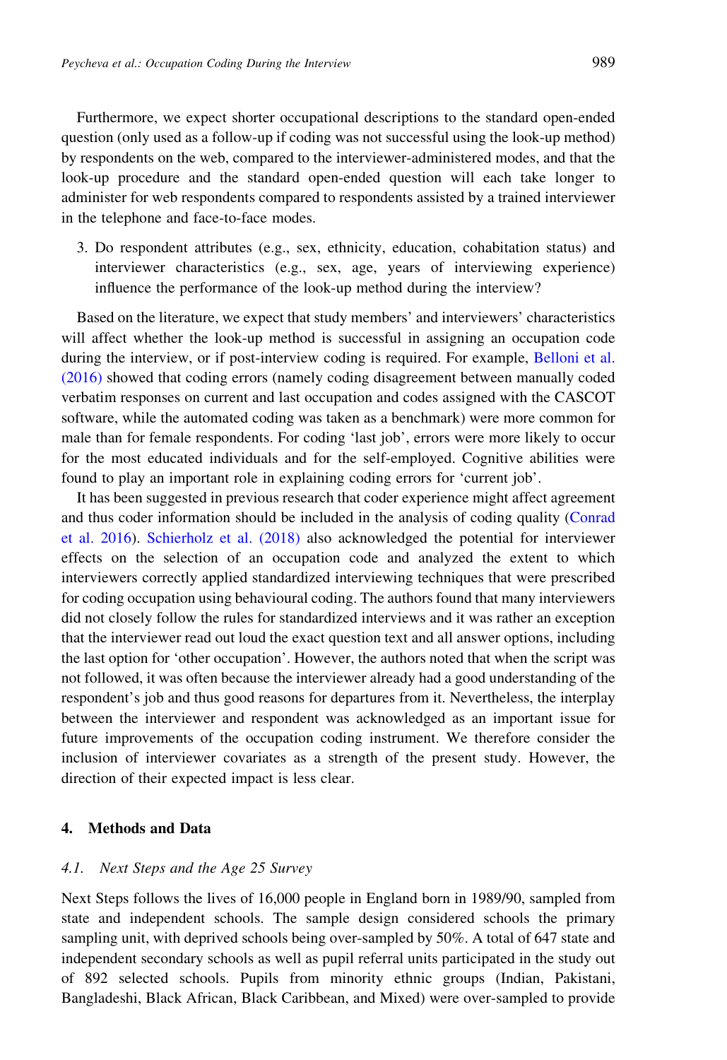Furthermore, we expect shorter occupational descriptions to the standard open-ended question (only used as a follow-up if coding was not successful using the look-up method) by respondents on the web, compared to the interviewer-administered modes, and that the look-up procedure and the standard open-ended question will each take longer to administer for web respondents compared to respondents assisted by a trained interviewer in the telephone and face-to-face modes.

3. Do respondent attributes (e.g., sex, ethnicity, education, cohabitation status) and interviewer characteristics (e.g., sex, age, years of interviewing experience) influence the performance of the look-up method during the interview?

Based on the literature, we expect that study members' and interviewers' characteristics will affect whether the look-up method is successful in assigning an occupation code during the interview, or if post-interview coding is required. For example, Belloni et al. (2016) showed that coding errors (namely coding disagreement between manually coded verbatim responses on current and last occupation and codes assigned with the CASCOT software, while the automated coding was taken as a benchmark) were more common for male than for female respondents. For coding 'last job', errors were more likely to occur for the most educated individuals and for the self-employed. Cognitive abilities were found to play an important role in explaining coding errors for 'current job'.

It has been suggested in previous research that coder experience might affect agreement and thus coder information should be included in the analysis of coding quality (Conrad et al. 2016). Schierholz et al. (2018) also acknowledged the potential for interviewer effects on the selection of an occupation code and analyzed the extent to which interviewers correctly applied standardized interviewing techniques that were prescribed for coding occupation using behavioural coding. The authors found that many interviewers did not closely follow the rules for standardized interviews and it was rather an exception that the interviewer read out loud the exact question text and all answer options, including the last option for 'other occupation'. However, the authors noted that when the script was not followed, it was often because the interviewer already had a good understanding of the respondent's job and thus good reasons for departures from it. Nevertheless, the interplay between the interviewer and respondent was acknowledged as an important issue for future improvements of the occupation coding instrument. We therefore consider the inclusion of interviewer covariates as a strength of the present study. However, the direction of their expected impact is less clear.

## 4. Methods and Data

### *4.1. Next Steps and the Age 25 Survey*

Next Steps follows the lives of 16,000 people in England born in 1989/90, sampled from state and independent schools. The sample design considered schools the primary sampling unit, with deprived schools being over-sampled by 50%. A total of 647 state and independent secondary schools as well as pupil referral units participated in the study out of 892 selected schools. Pupils from minority ethnic groups (Indian, Pakistani, Bangladeshi, Black African, Black Caribbean, and Mixed) were over-sampled to provide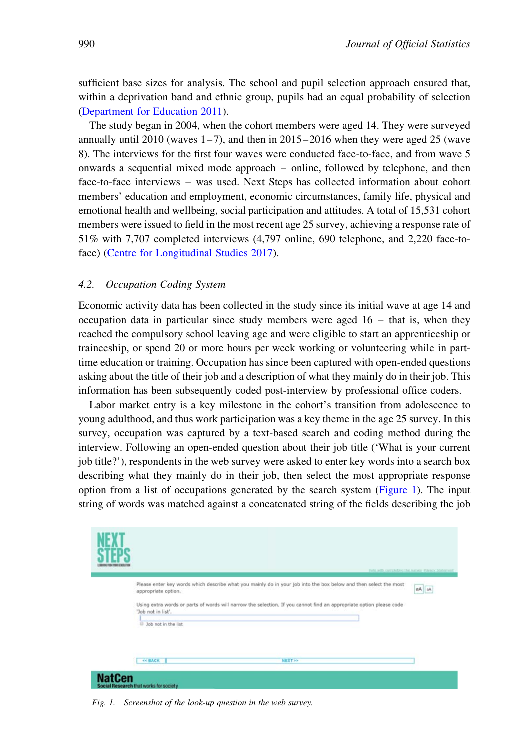sufficient base sizes for analysis. The school and pupil selection approach ensured that, within a deprivation band and ethnic group, pupils had an equal probability of selection (Department for Education 2011).

The study began in 2004, when the cohort members were aged 14. They were surveyed annually until 2010 (waves 1–7), and then in 2015–2016 when they were aged 25 (wave 8). The interviews for the first four waves were conducted face-to-face, and from wave 5 onwards a sequential mixed mode approach – online, followed by telephone, and then face-to-face interviews – was used. Next Steps has collected information about cohort members' education and employment, economic circumstances, family life, physical and emotional health and wellbeing, social participation and attitudes. A total of 15,531 cohort members were issued to field in the most recent age 25 survey, achieving a response rate of 51% with 7,707 completed interviews (4,797 online, 690 telephone, and 2,220 face-to-face) (Centre for Longitudinal Studies 2017).

### 4.2. *Occupation Coding System*

Economic activity data has been collected in the study since its initial wave at age 14 and occupation data in particular since study members were aged 16 – that is, when they reached the compulsory school leaving age and were eligible to start an apprenticeship or traineeship, or spend 20 or more hours per week working or volunteering while in part-time education or training. Occupation has since been captured with open-ended questions asking about the title of their job and a description of what they mainly do in their job. This information has been subsequently coded post-interview by professional office coders.

Labor market entry is a key milestone in the cohort's transition from adolescence to young adulthood, and thus work participation was a key theme in the age 25 survey. In this survey, occupation was captured by a text-based search and coding method during the interview. Following an open-ended question about their job title ('What is your current job title?'), respondents in the web survey were asked to enter key words into a search box describing what they mainly do in their job, then select the most appropriate response option from a list of occupations generated by the search system (Figure 1). The input string of words was matched against a concatenated string of the fields describing the job

*Fig. 1. Screenshot of the look-up question in the web survey.*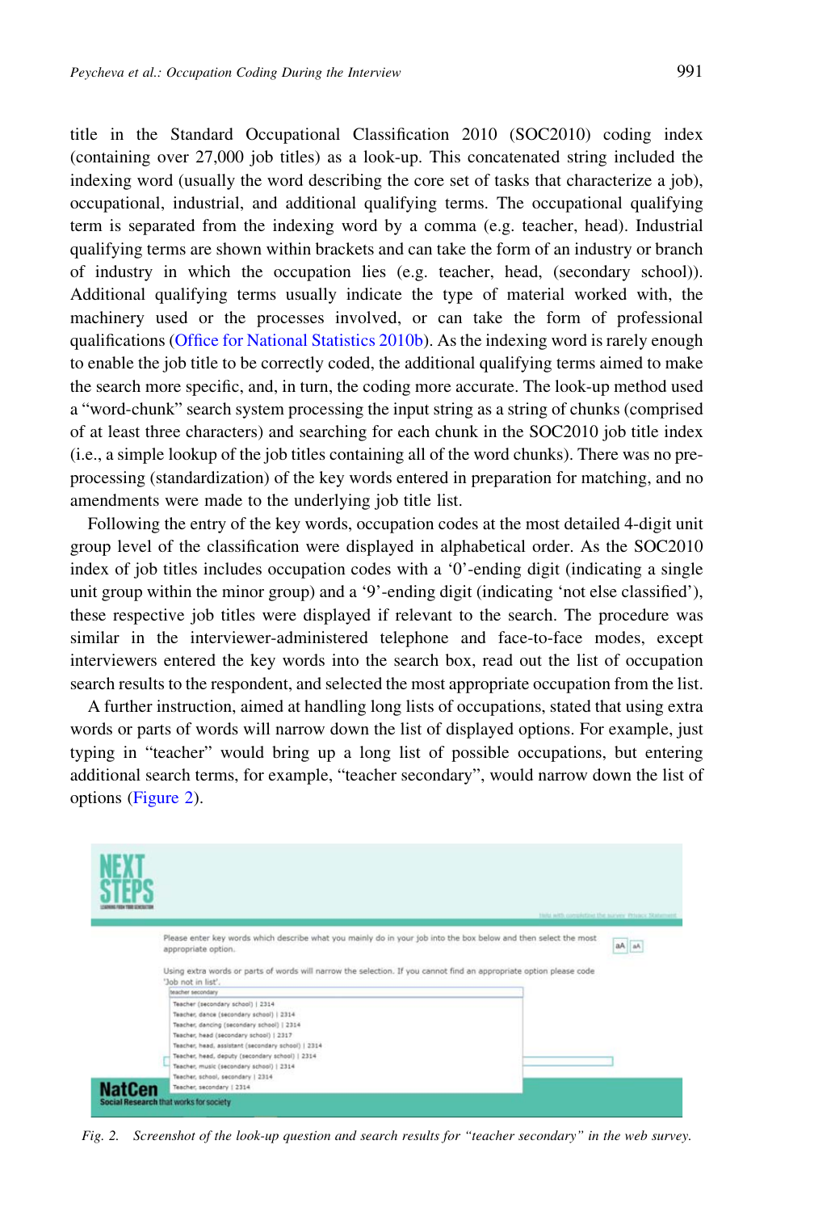title in the Standard Occupational Classification 2010 (SOC2010) coding index (containing over 27,000 job titles) as a look-up. This concatenated string included the indexing word (usually the word describing the core set of tasks that characterize a job), occupational, industrial, and additional qualifying terms. The occupational qualifying term is separated from the indexing word by a comma (e.g. teacher, head). Industrial qualifying terms are shown within brackets and can take the form of an industry or branch of industry in which the occupation lies (e.g. teacher, head, (secondary school)). Additional qualifying terms usually indicate the type of material worked with, the machinery used or the processes involved, or can take the form of professional qualifications (Office for National Statistics 2010b). As the indexing word is rarely enough to enable the job title to be correctly coded, the additional qualifying terms aimed to make the search more specific, and, in turn, the coding more accurate. The look-up method used a "word-chunk" search system processing the input string as a string of chunks (comprised of at least three characters) and searching for each chunk in the SOC2010 job title index (i.e., a simple lookup of the job titles containing all of the word chunks). There was no pre-processing (standardization) of the key words entered in preparation for matching, and no amendments were made to the underlying job title list.

Following the entry of the key words, occupation codes at the most detailed 4-digit unit group level of the classification were displayed in alphabetical order. As the SOC2010 index of job titles includes occupation codes with a '0'-ending digit (indicating a single unit group within the minor group) and a '9'-ending digit (indicating 'not else classified'), these respective job titles were displayed if relevant to the search. The procedure was similar in the interviewer-administered telephone and face-to-face modes, except interviewers entered the key words into the search box, read out the list of occupation search results to the respondent, and selected the most appropriate occupation from the list.

A further instruction, aimed at handling long lists of occupations, stated that using extra words or parts of words will narrow down the list of displayed options. For example, just typing in "teacher" would bring up a long list of possible occupations, but entering additional search terms, for example, "teacher secondary", would narrow down the list of options (Figure 2).

*Fig. 2. Screenshot of the look-up question and search results for "teacher secondary" in the web survey.*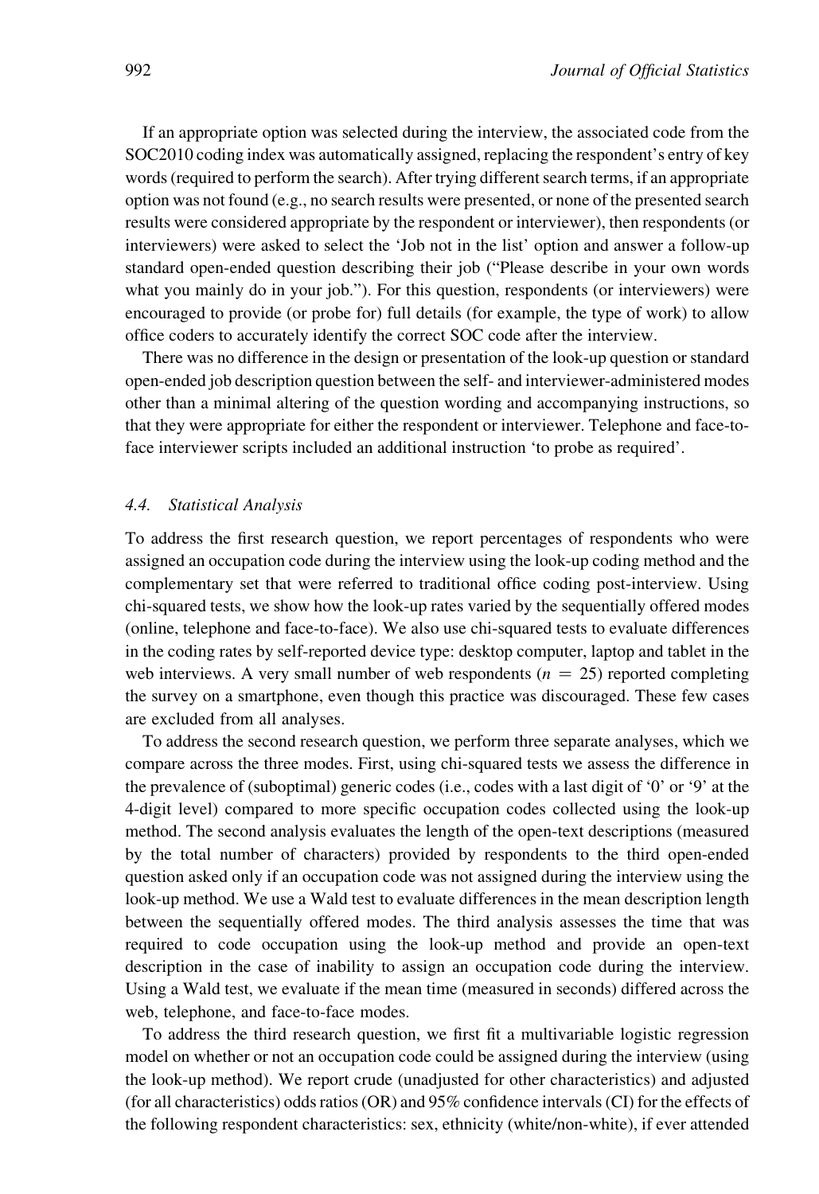If an appropriate option was selected during the interview, the associated code from the SOC2010 coding index was automatically assigned, replacing the respondent's entry of key words (required to perform the search). After trying different search terms, if an appropriate option was not found (e.g., no search results were presented, or none of the presented search results were considered appropriate by the respondent or interviewer), then respondents (or interviewers) were asked to select the 'Job not in the list' option and answer a follow-up standard open-ended question describing their job ("Please describe in your own words what you mainly do in your job."). For this question, respondents (or interviewers) were encouraged to provide (or probe for) full details (for example, the type of work) to allow office coders to accurately identify the correct SOC code after the interview.

There was no difference in the design or presentation of the look-up question or standard open-ended job description question between the self- and interviewer-administered modes other than a minimal altering of the question wording and accompanying instructions, so that they were appropriate for either the respondent or interviewer. Telephone and face-to-face interviewer scripts included an additional instruction 'to probe as required'.

### 4.4. Statistical Analysis

To address the first research question, we report percentages of respondents who were assigned an occupation code during the interview using the look-up coding method and the complementary set that were referred to traditional office coding post-interview. Using chi-squared tests, we show how the look-up rates varied by the sequentially offered modes (online, telephone and face-to-face). We also use chi-squared tests to evaluate differences in the coding rates by self-reported device type: desktop computer, laptop and tablet in the web interviews. A very small number of web respondents ($n = 25$) reported completing the survey on a smartphone, even though this practice was discouraged. These few cases are excluded from all analyses.

To address the second research question, we perform three separate analyses, which we compare across the three modes. First, using chi-squared tests we assess the difference in the prevalence of (suboptimal) generic codes (i.e., codes with a last digit of '0' or '9' at the 4-digit level) compared to more specific occupation codes collected using the look-up method. The second analysis evaluates the length of the open-text descriptions (measured by the total number of characters) provided by respondents to the third open-ended question asked only if an occupation code was not assigned during the interview using the look-up method. We use a Wald test to evaluate differences in the mean description length between the sequentially offered modes. The third analysis assesses the time that was required to code occupation using the look-up method and provide an open-text description in the case of inability to assign an occupation code during the interview. Using a Wald test, we evaluate if the mean time (measured in seconds) differed across the web, telephone, and face-to-face modes.

To address the third research question, we first fit a multivariable logistic regression model on whether or not an occupation code could be assigned during the interview (using the look-up method). We report crude (unadjusted for other characteristics) and adjusted (for all characteristics) odds ratios (OR) and 95% confidence intervals (CI) for the effects of the following respondent characteristics: sex, ethnicity (white/non-white), if ever attended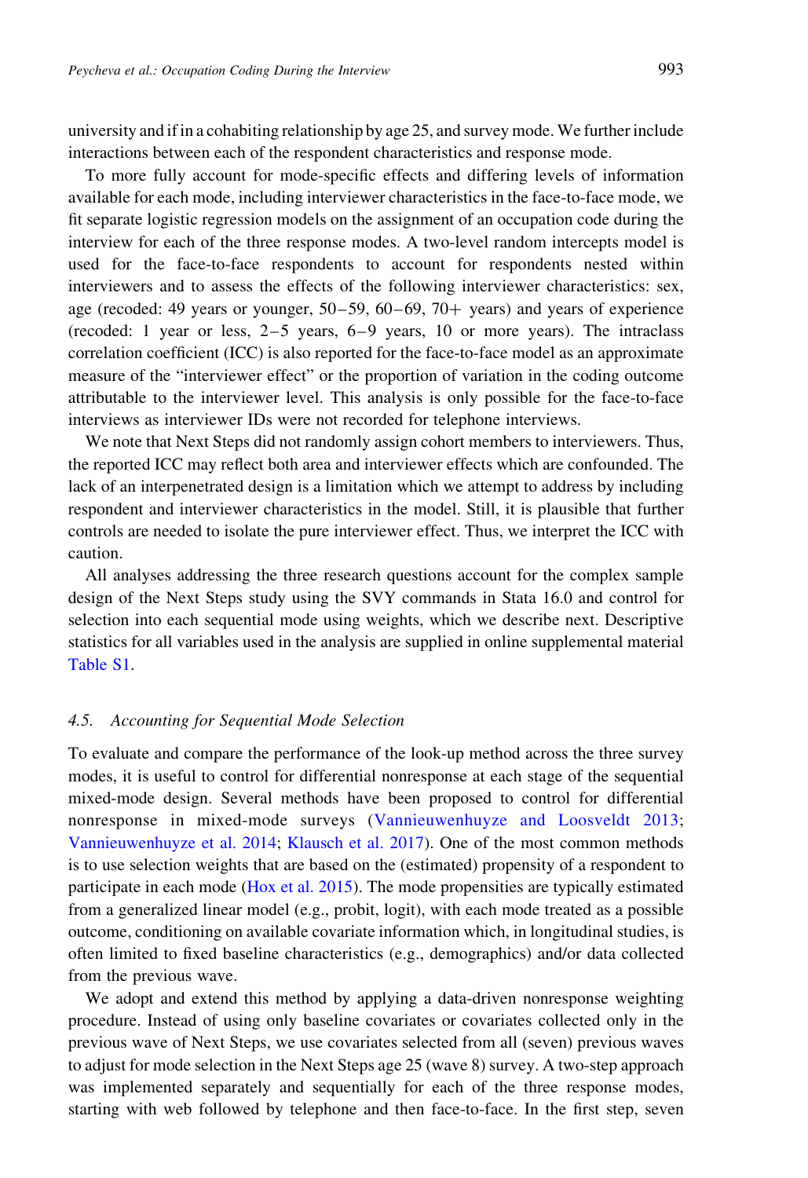university and if in a cohabiting relationship by age 25, and survey mode. We further include interactions between each of the respondent characteristics and response mode.

To more fully account for mode-specific effects and differing levels of information available for each mode, including interviewer characteristics in the face-to-face mode, we fit separate logistic regression models on the assignment of an occupation code during the interview for each of the three response modes. A two-level random intercepts model is used for the face-to-face respondents to account for respondents nested within interviewers and to assess the effects of the following interviewer characteristics: sex, age (recoded: 49 years or younger, 50–59, 60–69, 70+ years) and years of experience (recoded: 1 year or less, 2–5 years, 6–9 years, 10 or more years). The intraclass correlation coefficient (ICC) is also reported for the face-to-face model as an approximate measure of the "interviewer effect" or the proportion of variation in the coding outcome attributable to the interviewer level. This analysis is only possible for the face-to-face interviews as interviewer IDs were not recorded for telephone interviews.

We note that Next Steps did not randomly assign cohort members to interviewers. Thus, the reported ICC may reflect both area and interviewer effects which are confounded. The lack of an interpenetrated design is a limitation which we attempt to address by including respondent and interviewer characteristics in the model. Still, it is plausible that further controls are needed to isolate the pure interviewer effect. Thus, we interpret the ICC with caution.

All analyses addressing the three research questions account for the complex sample design of the Next Steps study using the SVY commands in Stata 16.0 and control for selection into each sequential mode using weights, which we describe next. Descriptive statistics for all variables used in the analysis are supplied in online supplemental material Table S1.

### 4.5. Accounting for Sequential Mode Selection

To evaluate and compare the performance of the look-up method across the three survey modes, it is useful to control for differential nonresponse at each stage of the sequential mixed-mode design. Several methods have been proposed to control for differential nonresponse in mixed-mode surveys (Vannieuwenhuyze and Loosveldt 2013; Vannieuwenhuyze et al. 2014; Klausch et al. 2017). One of the most common methods is to use selection weights that are based on the (estimated) propensity of a respondent to participate in each mode (Hox et al. 2015). The mode propensities are typically estimated from a generalized linear model (e.g., probit, logit), with each mode treated as a possible outcome, conditioning on available covariate information which, in longitudinal studies, is often limited to fixed baseline characteristics (e.g., demographics) and/or data collected from the previous wave.

We adopt and extend this method by applying a data-driven nonresponse weighting procedure. Instead of using only baseline covariates or covariates collected only in the previous wave of Next Steps, we use covariates selected from all (seven) previous waves to adjust for mode selection in the Next Steps age 25 (wave 8) survey. A two-step approach was implemented separately and sequentially for each of the three response modes, starting with web followed by telephone and then face-to-face. In the first step, seven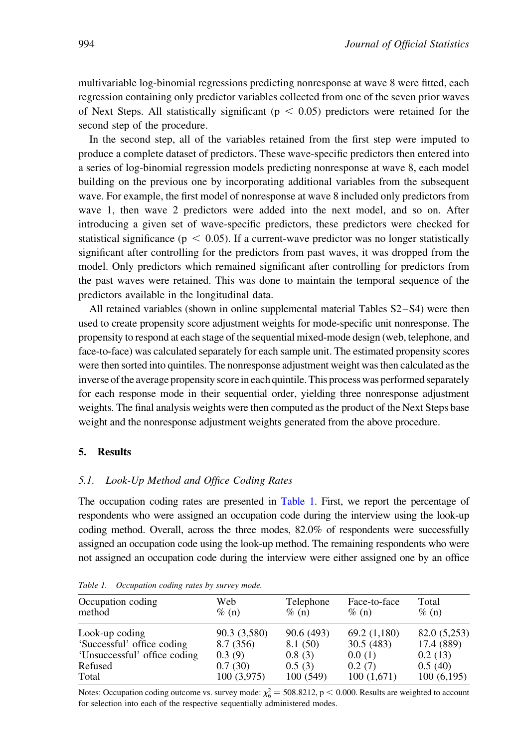multivariable log-binomial regressions predicting nonresponse at wave 8 were fitted, each regression containing only predictor variables collected from one of the seven prior waves of Next Steps. All statistically significant ($p < 0.05$) predictors were retained for the second step of the procedure.

In the second step, all of the variables retained from the first step were imputed to produce a complete dataset of predictors. These wave-specific predictors then entered into a series of log-binomial regression models predicting nonresponse at wave 8, each model building on the previous one by incorporating additional variables from the subsequent wave. For example, the first model of nonresponse at wave 8 included only predictors from wave 1, then wave 2 predictors were added into the next model, and so on. After introducing a given set of wave-specific predictors, these predictors were checked for statistical significance ($p < 0.05$). If a current-wave predictor was no longer statistically significant after controlling for the predictors from past waves, it was dropped from the model. Only predictors which remained significant after controlling for predictors from the past waves were retained. This was done to maintain the temporal sequence of the predictors available in the longitudinal data.

All retained variables (shown in online supplemental material Tables S2–S4) were then used to create propensity score adjustment weights for mode-specific unit nonresponse. The propensity to respond at each stage of the sequential mixed-mode design (web, telephone, and face-to-face) was calculated separately for each sample unit. The estimated propensity scores were then sorted into quintiles. The nonresponse adjustment weight was then calculated as the inverse of the average propensity score in each quintile. This process was performed separately for each response mode in their sequential order, yielding three nonresponse adjustment weights. The final analysis weights were then computed as the product of the Next Steps base weight and the nonresponse adjustment weights generated from the above procedure.

## 5. Results

### 5.1. Look-Up Method and Office Coding Rates

The occupation coding rates are presented in Table 1. First, we report the percentage of respondents who were assigned an occupation code during the interview using the look-up coding method. Overall, across the three modes, 82.0% of respondents were successfully assigned an occupation code using the look-up method. The remaining respondents who were not assigned an occupation code during the interview were either assigned one by an office

*Table 1. Occupation coding rates by survey mode.*

| Occupation coding method | Web % (n) | Telephone % (n) | Face-to-face % (n) | Total % (n) |
|---|---|---|---|---|
| Look-up coding | 90.3 (3,580) | 90.6 (493) | 69.2 (1,180) | 82.0 (5,253) |
| 'Successful' office coding | 8.7 (356) | 8.1 (50) | 30.5 (483) | 17.4 (889) |
| 'Unsuccessful' office coding | 0.3 (9) | 0.8 (3) | 0.0 (1) | 0.2 (13) |
| Refused | 0.7 (30) | 0.5 (3) | 0.2 (7) | 0.5 (40) |
| Total | 100 (3,975) | 100 (549) | 100 (1,671) | 100 (6,195) |

Notes: Occupation coding outcome vs. survey mode: $\chi^2_6 = 508.8212$, $p < 0.000$. Results are weighted to account for selection into each of the respective sequentially administered modes.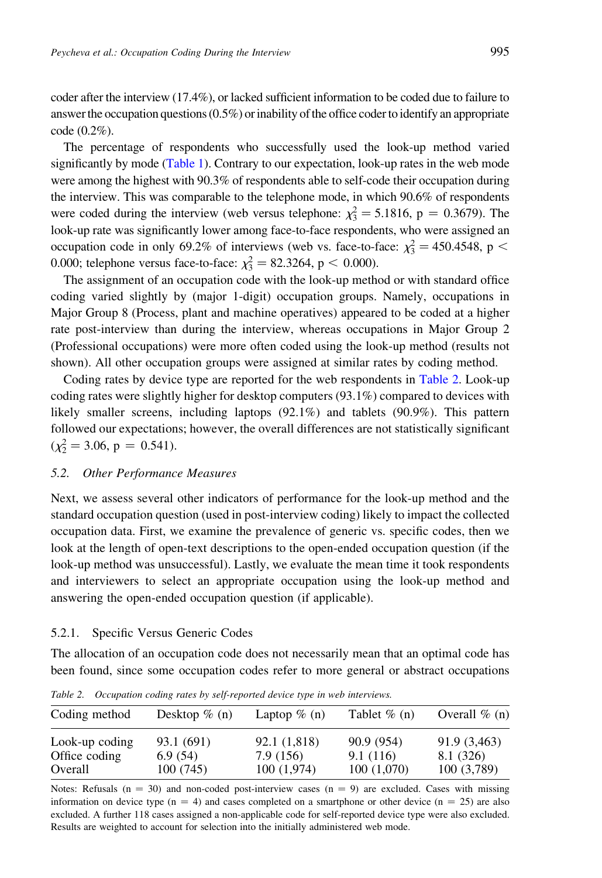coder after the interview (17.4%), or lacked sufficient information to be coded due to failure to answer the occupation questions (0.5%) or inability of the office coder to identify an appropriate code (0.2%).

The percentage of respondents who successfully used the look-up method varied significantly by mode (Table 1). Contrary to our expectation, look-up rates in the web mode were among the highest with 90.3% of respondents able to self-code their occupation during the interview. This was comparable to the telephone mode, in which 90.6% of respondents were coded during the interview (web versus telephone: $\chi^2_3 = 5.1816$, $p = 0.3679$). The look-up rate was significantly lower among face-to-face respondents, who were assigned an occupation code in only 69.2% of interviews (web vs. face-to-face: $\chi^2_3 = 450.4548$, $p < 0.000$; telephone versus face-to-face: $\chi^2_3 = 82.3264$, $p < 0.000$).

The assignment of an occupation code with the look-up method or with standard office coding varied slightly by (major 1-digit) occupation groups. Namely, occupations in Major Group 8 (Process, plant and machine operatives) appeared to be coded at a higher rate post-interview than during the interview, whereas occupations in Major Group 2 (Professional occupations) were more often coded using the look-up method (results not shown). All other occupation groups were assigned at similar rates by coding method.

Coding rates by device type are reported for the web respondents in Table 2. Look-up coding rates were slightly higher for desktop computers (93.1%) compared to devices with likely smaller screens, including laptops (92.1%) and tablets (90.9%). This pattern followed our expectations; however, the overall differences are not statistically significant ($\chi^2_2 = 3.06$, $p = 0.541$).

### 5.2. *Other Performance Measures*

Next, we assess several other indicators of performance for the look-up method and the standard occupation question (used in post-interview coding) likely to impact the collected occupation data. First, we examine the prevalence of generic vs. specific codes, then we look at the length of open-text descriptions to the open-ended occupation question (if the look-up method was unsuccessful). Lastly, we evaluate the mean time it took respondents and interviewers to select an appropriate occupation using the look-up method and answering the open-ended occupation question (if applicable).

#### 5.2.1. Specific Versus Generic Codes

The allocation of an occupation code does not necessarily mean that an optimal code has been found, since some occupation codes refer to more general or abstract occupations

*Table 2. Occupation coding rates by self-reported device type in web interviews.*

| Coding method | Desktop % (n) | Laptop % (n) | Tablet % (n) | Overall % (n) |
|---|---|---|---|---|
| Look-up coding | 93.1 (691) | 92.1 (1,818) | 90.9 (954) | 91.9 (3,463) |
| Office coding | 6.9 (54) | 7.9 (156) | 9.1 (116) | 8.1 (326) |
| Overall | 100 (745) | 100 (1,974) | 100 (1,070) | 100 (3,789) |

Notes: Refusals (n = 30) and non-coded post-interview cases (n = 9) are excluded. Cases with missing information on device type (n = 4) and cases completed on a smartphone or other device (n = 25) are also excluded. A further 118 cases assigned a non-applicable code for self-reported device type were also excluded. Results are weighted to account for selection into the initially administered web mode.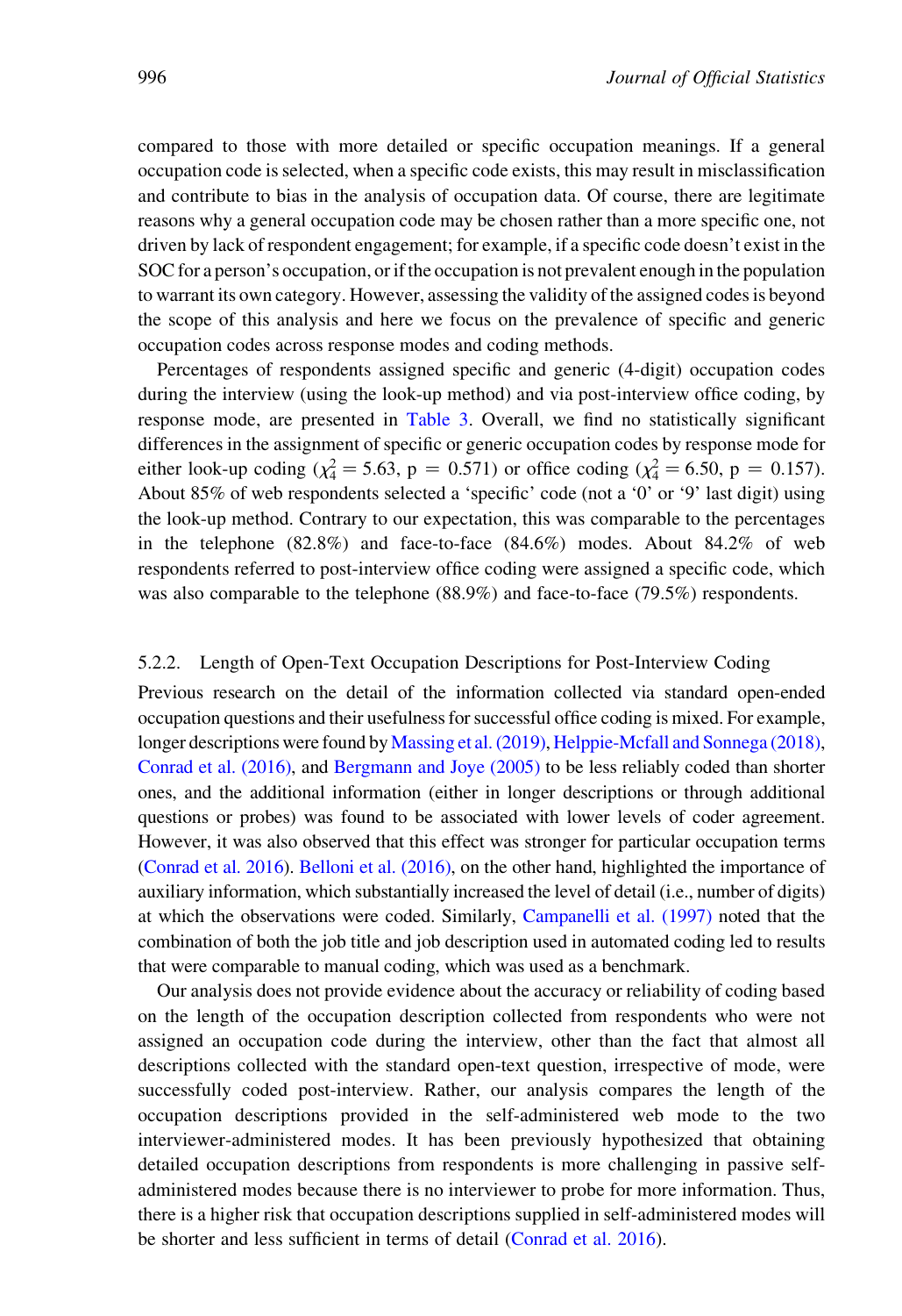compared to those with more detailed or specific occupation meanings. If a general occupation code is selected, when a specific code exists, this may result in misclassification and contribute to bias in the analysis of occupation data. Of course, there are legitimate reasons why a general occupation code may be chosen rather than a more specific one, not driven by lack of respondent engagement; for example, if a specific code doesn't exist in the SOC for a person's occupation, or if the occupation is not prevalent enough in the population to warrant its own category. However, assessing the validity of the assigned codes is beyond the scope of this analysis and here we focus on the prevalence of specific and generic occupation codes across response modes and coding methods.

Percentages of respondents assigned specific and generic (4-digit) occupation codes during the interview (using the look-up method) and via post-interview office coding, by response mode, are presented in Table 3. Overall, we find no statistically significant differences in the assignment of specific or generic occupation codes by response mode for either look-up coding ($\chi^2_4 = 5.63$, p = 0.571) or office coding ($\chi^2_4 = 6.50$, p = 0.157). About 85% of web respondents selected a 'specific' code (not a '0' or '9' last digit) using the look-up method. Contrary to our expectation, this was comparable to the percentages in the telephone (82.8%) and face-to-face (84.6%) modes. About 84.2% of web respondents referred to post-interview office coding were assigned a specific code, which was also comparable to the telephone (88.9%) and face-to-face (79.5%) respondents.

### 5.2.2. Length of Open-Text Occupation Descriptions for Post-Interview Coding

Previous research on the detail of the information collected via standard open-ended occupation questions and their usefulness for successful office coding is mixed. For example, longer descriptions were found by Massing et al. (2019), Helppie-Mcfall and Sonnega (2018), Conrad et al. (2016), and Bergmann and Joye (2005) to be less reliably coded than shorter ones, and the additional information (either in longer descriptions or through additional questions or probes) was found to be associated with lower levels of coder agreement. However, it was also observed that this effect was stronger for particular occupation terms (Conrad et al. 2016). Belloni et al. (2016), on the other hand, highlighted the importance of auxiliary information, which substantially increased the level of detail (i.e., number of digits) at which the observations were coded. Similarly, Campanelli et al. (1997) noted that the combination of both the job title and job description used in automated coding led to results that were comparable to manual coding, which was used as a benchmark.

Our analysis does not provide evidence about the accuracy or reliability of coding based on the length of the occupation description collected from respondents who were not assigned an occupation code during the interview, other than the fact that almost all descriptions collected with the standard open-text question, irrespective of mode, were successfully coded post-interview. Rather, our analysis compares the length of the occupation descriptions provided in the self-administered web mode to the two interviewer-administered modes. It has been previously hypothesized that obtaining detailed occupation descriptions from respondents is more challenging in passive self-administered modes because there is no interviewer to probe for more information. Thus, there is a higher risk that occupation descriptions supplied in self-administered modes will be shorter and less sufficient in terms of detail (Conrad et al. 2016).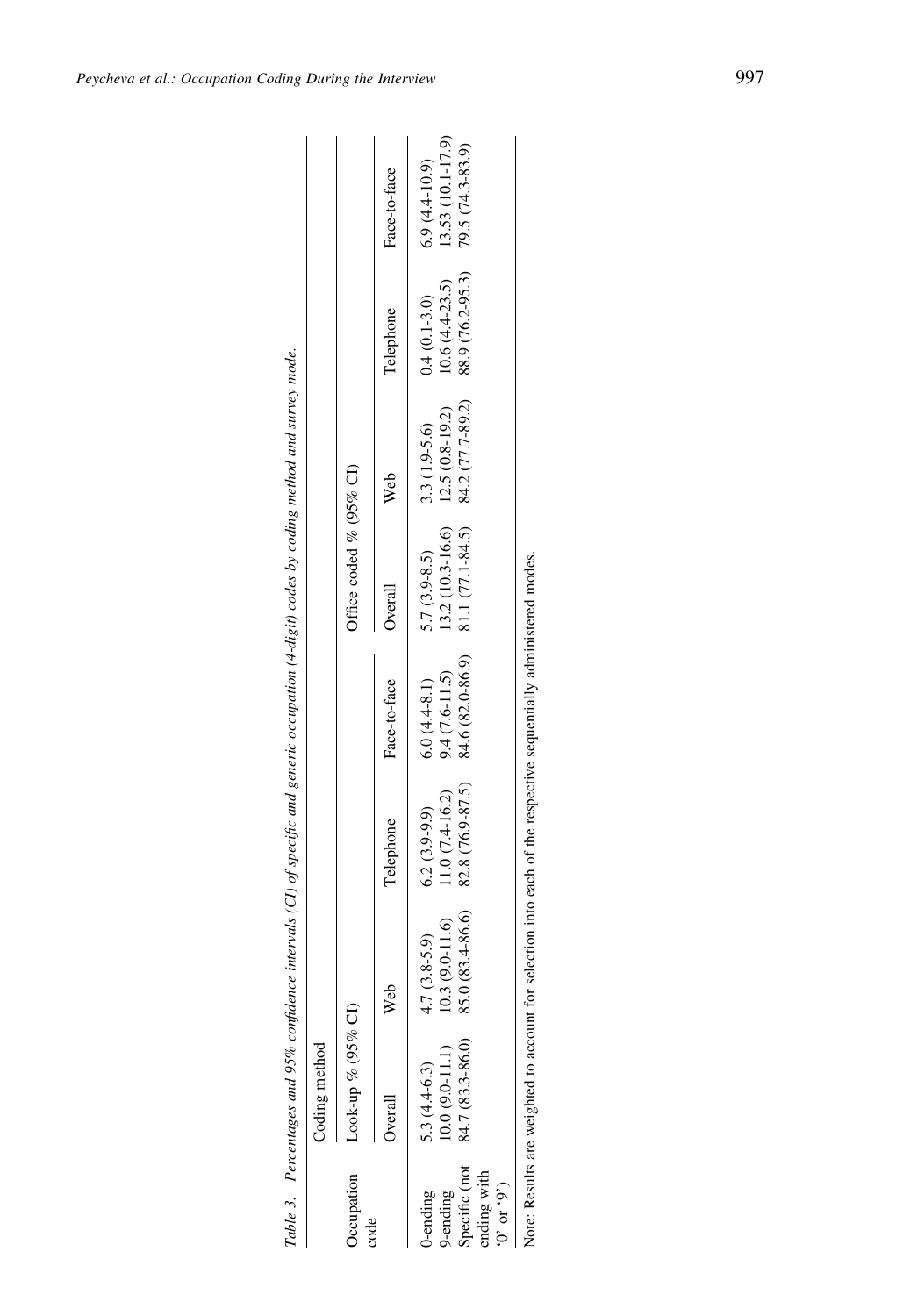*Table 3. Percentages and 95% confidence intervals (CI) of specific and generic occupation (4-digit) codes by coding method and survey mode.*

| Occupation code | Coding method | | | | | | | |
|---|---|---|---|---|---|---|---|---|
| | Look-up % (95% CI) | | | | Office coded % (95% CI) | | | |
| | Overall | Web | Telephone | Face-to-face | Overall | Web | Telephone | Face-to-face |
| 0-ending | 5.3 (4.4-6.3) | 4.7 (3.8-5.9) | 6.2 (3.9-9.9) | 6.0 (4.4-8.1) | 5.7 (3.9-8.5) | 3.3 (1.9-5.6) | 0.4 (0.1-3.0) | 6.9 (4.4-10.9) |
| 9-ending | 10.0 (9.0-11.1) | 10.3 (9.0-11.6) | 11.0 (7.4-16.2) | 9.4 (7.6-11.5) | 13.2 (10.3-16.6) | 12.5 (0.8-19.2) | 10.6 (4.4-23.5) | 13.53 (10.1-17.9) |
| Specific (not ending with '0' or '9') | 84.7 (83.3-86.0) | 85.0 (83.4-86.6) | 82.8 (76.9-87.5) | 84.6 (82.0-86.9) | 81.1 (77.1-84.5) | 84.2 (77.7-89.2) | 88.9 (76.2-95.3) | 79.5 (74.3-83.9) |

Note: Results are weighted to account for selection into each of the respective sequentially administered modes.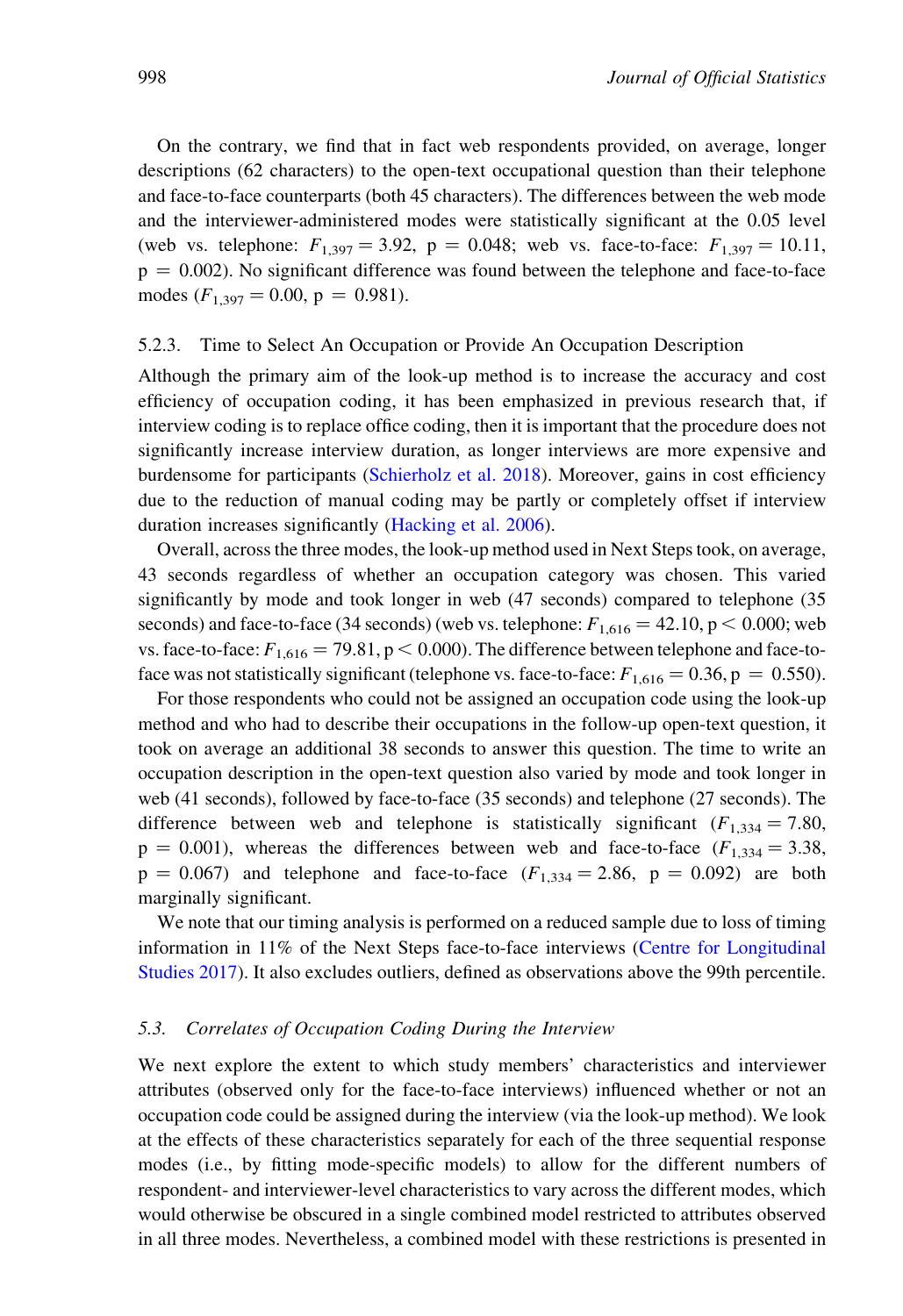On the contrary, we find that in fact web respondents provided, on average, longer descriptions (62 characters) to the open-text occupational question than their telephone and face-to-face counterparts (both 45 characters). The differences between the web mode and the interviewer-administered modes were statistically significant at the 0.05 level (web vs. telephone: $F_{1,397} = 3.92$, $p = 0.048$; web vs. face-to-face: $F_{1,397} = 10.11$, $p = 0.002$). No significant difference was found between the telephone and face-to-face modes ($F_{1,397} = 0.00$, $p = 0.981$).

#### 5.2.3. Time to Select An Occupation or Provide An Occupation Description

Although the primary aim of the look-up method is to increase the accuracy and cost efficiency of occupation coding, it has been emphasized in previous research that, if interview coding is to replace office coding, then it is important that the procedure does not significantly increase interview duration, as longer interviews are more expensive and burdensome for participants (Schierholz et al. 2018). Moreover, gains in cost efficiency due to the reduction of manual coding may be partly or completely offset if interview duration increases significantly (Hacking et al. 2006).

Overall, across the three modes, the look-up method used in Next Steps took, on average, 43 seconds regardless of whether an occupation category was chosen. This varied significantly by mode and took longer in web (47 seconds) compared to telephone (35 seconds) and face-to-face (34 seconds) (web vs. telephone: $F_{1,616} = 42.10$, $p < 0.000$; web vs. face-to-face: $F_{1,616} = 79.81$, $p < 0.000$). The difference between telephone and face-to-face was not statistically significant (telephone vs. face-to-face: $F_{1,616} = 0.36$, $p = 0.550$).

For those respondents who could not be assigned an occupation code using the look-up method and who had to describe their occupations in the follow-up open-text question, it took on average an additional 38 seconds to answer this question. The time to write an occupation description in the open-text question also varied by mode and took longer in web (41 seconds), followed by face-to-face (35 seconds) and telephone (27 seconds). The difference between web and telephone is statistically significant ($F_{1,334} = 7.80$, $p = 0.001$), whereas the differences between web and face-to-face ($F_{1,334} = 3.38$, $p = 0.067$) and telephone and face-to-face ($F_{1,334} = 2.86$, $p = 0.092$) are both marginally significant.

We note that our timing analysis is performed on a reduced sample due to loss of timing information in 11% of the Next Steps face-to-face interviews (Centre for Longitudinal Studies 2017). It also excludes outliers, defined as observations above the 99th percentile.

### 5.3. *Correlates of Occupation Coding During the Interview*

We next explore the extent to which study members' characteristics and interviewer attributes (observed only for the face-to-face interviews) influenced whether or not an occupation code could be assigned during the interview (via the look-up method). We look at the effects of these characteristics separately for each of the three sequential response modes (i.e., by fitting mode-specific models) to allow for the different numbers of respondent- and interviewer-level characteristics to vary across the different modes, which would otherwise be obscured in a single combined model restricted to attributes observed in all three modes. Nevertheless, a combined model with these restrictions is presented in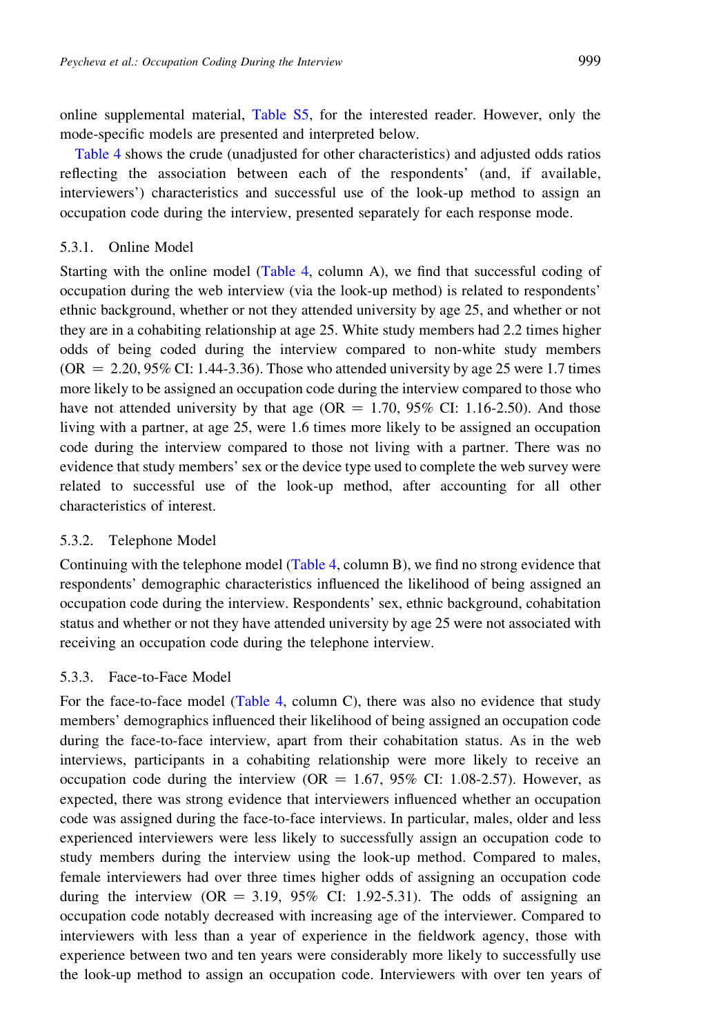online supplemental material, Table S5, for the interested reader. However, only the mode-specific models are presented and interpreted below.

Table 4 shows the crude (unadjusted for other characteristics) and adjusted odds ratios reflecting the association between each of the respondents' (and, if available, interviewers') characteristics and successful use of the look-up method to assign an occupation code during the interview, presented separately for each response mode.

### 5.3.1. Online Model

Starting with the online model (Table 4, column A), we find that successful coding of occupation during the web interview (via the look-up method) is related to respondents' ethnic background, whether or not they attended university by age 25, and whether or not they are in a cohabiting relationship at age 25. White study members had 2.2 times higher odds of being coded during the interview compared to non-white study members (OR = 2.20, 95% CI: 1.44-3.36). Those who attended university by age 25 were 1.7 times more likely to be assigned an occupation code during the interview compared to those who have not attended university by that age (OR = 1.70, 95% CI: 1.16-2.50). And those living with a partner, at age 25, were 1.6 times more likely to be assigned an occupation code during the interview compared to those not living with a partner. There was no evidence that study members' sex or the device type used to complete the web survey were related to successful use of the look-up method, after accounting for all other characteristics of interest.

### 5.3.2. Telephone Model

Continuing with the telephone model (Table 4, column B), we find no strong evidence that respondents' demographic characteristics influenced the likelihood of being assigned an occupation code during the interview. Respondents' sex, ethnic background, cohabitation status and whether or not they have attended university by age 25 were not associated with receiving an occupation code during the telephone interview.

### 5.3.3. Face-to-Face Model

For the face-to-face model (Table 4, column C), there was also no evidence that study members' demographics influenced their likelihood of being assigned an occupation code during the face-to-face interview, apart from their cohabitation status. As in the web interviews, participants in a cohabiting relationship were more likely to receive an occupation code during the interview (OR = 1.67, 95% CI: 1.08-2.57). However, as expected, there was strong evidence that interviewers influenced whether an occupation code was assigned during the face-to-face interviews. In particular, males, older and less experienced interviewers were less likely to successfully assign an occupation code to study members during the interview using the look-up method. Compared to males, female interviewers had over three times higher odds of assigning an occupation code during the interview (OR = 3.19, 95% CI: 1.92-5.31). The odds of assigning an occupation code notably decreased with increasing age of the interviewer. Compared to interviewers with less than a year of experience in the fieldwork agency, those with experience between two and ten years were considerably more likely to successfully use the look-up method to assign an occupation code. Interviewers with over ten years of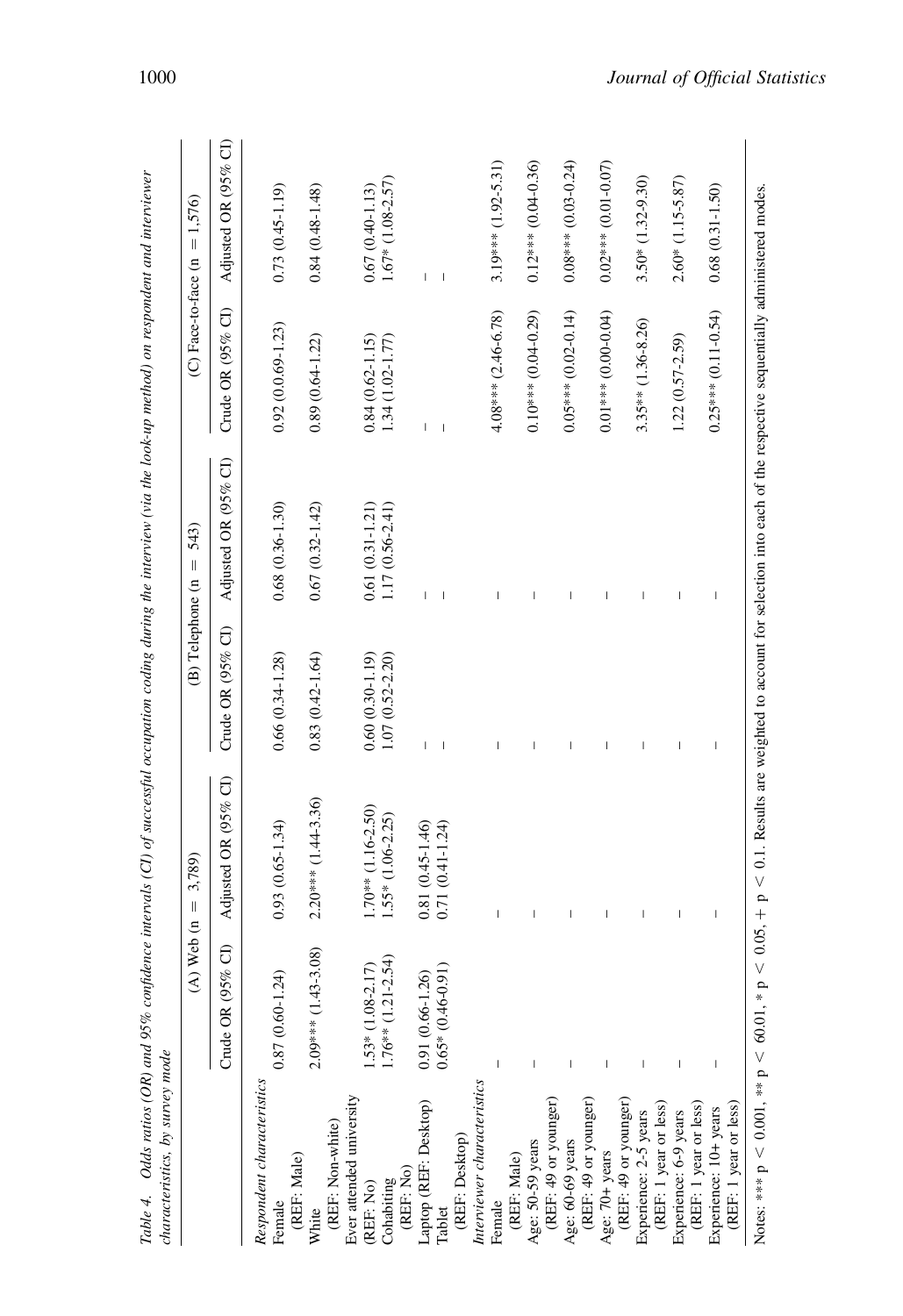Table 4. Odds ratios (OR) and 95% confidence intervals (CI) of successful occupation coding during the interview (via the look-up method) on respondent and interviewer characteristics, by survey mode

| | (A) Web (n = 3,789) | | (B) Telephone (n = 543) | | (C) Face-to-face (n = 1,576) | |
|---|---|---|---|---|---|---|
| | Crude OR (95% CI) | Adjusted OR (95% CI) | Crude OR (95% CI) | Adjusted OR (95% CI) | Crude OR (95% CI) | Adjusted OR (95% CI) |
| *Respondent characteristics* | | | | | | |
| Female (REF: Male) | 0.87 (0.60-1.24) | 0.93 (0.65-1.34) | 0.66 (0.34-1.28) | 0.68 (0.36-1.30) | 0.92 (0.0.69-1.23) | 0.73 (0.45-1.19) |
| White (REF: Non-white) | 2.09*** (1.43-3.08) | 2.20*** (1.44-3.36) | 0.83 (0.42-1.64) | 0.67 (0.32-1.42) | 0.89 (0.64-1.22) | 0.84 (0.48-1.48) |
| Ever attended university (REF: No) | 1.53* (1.08-2.17) | 1.70** (1.16-2.50) | 0.60 (0.30-1.19) | 0.61 (0.31-1.21) | 0.84 (0.62-1.15) | 0.67 (0.40-1.13) |
| Cohabiting (REF: No) | 1.76** (1.21-2.54) | 1.55* (1.06-2.25) | 1.07 (0.52-2.20) | 1.17 (0.56-2.41) | 1.34 (1.02-1.77) | 1.67* (1.08-2.57) |
| Laptop (REF: Desktop) | 0.91 (0.66-1.26) | 0.81 (0.45-1.46) | – | – | – | – |
| Tablet (REF: Desktop) | 0.65* (0.46-0.91) | 0.71 (0.41-1.24) | – | – | – | – |
| *Interviewer characteristics* | | | | | | |
| Female (REF: Male) | – | – | – | – | 4.08*** (2.46-6.78) | 3.19*** (1.92-5.31) |
| Age: 50-59 years (REF: 49 or younger) | – | – | – | – | 0.10*** (0.04-0.29) | 0.12*** (0.04-0.36) |
| Age: 60-69 years (REF: 49 or younger) | – | – | – | – | 0.05*** (0.02-0.14) | 0.08*** (0.03-0.24) |
| Age: 70+ years (REF: 49 or younger) | – | – | – | – | 0.01*** (0.00-0.04) | 0.02*** (0.01-0.07) |
| Experience: 2-5 years (REF: 1 year or less) | – | – | – | – | 3.35** (1.36-8.26) | 3.50* (1.32-9.30) |
| Experience: 6-9 years (REF: 1 year or less) | – | – | – | – | 1.22 (0.57-2.59) | 2.60* (1.15-5.87) |
| Experience: 10+ years (REF: 1 year or less) | – | – | – | – | 0.25*** (0.11-0.54) | 0.68 (0.31-1.50) |

Notes: *** p < 0.001, ** p < 60.01, * p < 0.05, + p < 0.1. Results are weighted to account for selection into each of the respective sequentially administered modes.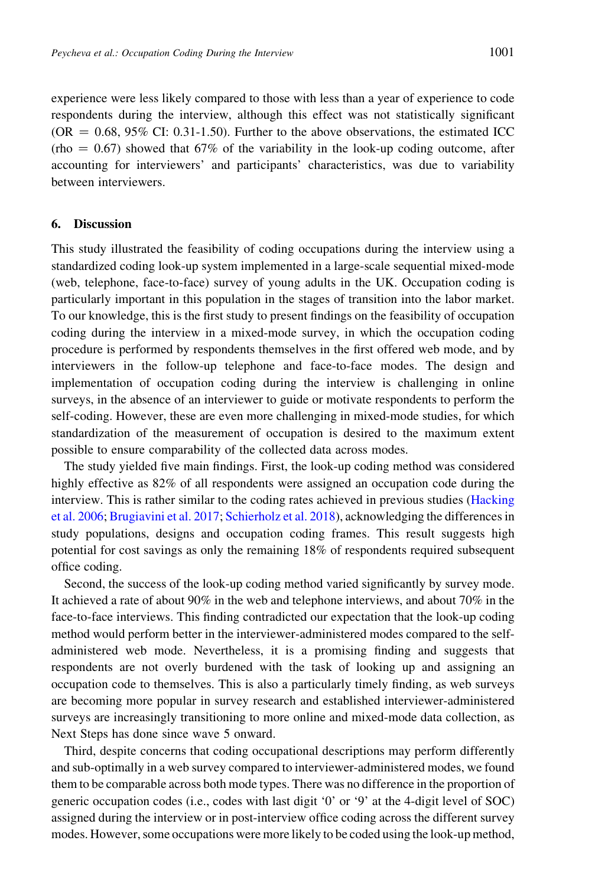experience were less likely compared to those with less than a year of experience to code respondents during the interview, although this effect was not statistically significant (OR = 0.68, 95% CI: 0.31-1.50). Further to the above observations, the estimated ICC (rho = 0.67) showed that 67% of the variability in the look-up coding outcome, after accounting for interviewers' and participants' characteristics, was due to variability between interviewers.

## 6. Discussion

This study illustrated the feasibility of coding occupations during the interview using a standardized coding look-up system implemented in a large-scale sequential mixed-mode (web, telephone, face-to-face) survey of young adults in the UK. Occupation coding is particularly important in this population in the stages of transition into the labor market. To our knowledge, this is the first study to present findings on the feasibility of occupation coding during the interview in a mixed-mode survey, in which the occupation coding procedure is performed by respondents themselves in the first offered web mode, and by interviewers in the follow-up telephone and face-to-face modes. The design and implementation of occupation coding during the interview is challenging in online surveys, in the absence of an interviewer to guide or motivate respondents to perform the self-coding. However, these are even more challenging in mixed-mode studies, for which standardization of the measurement of occupation is desired to the maximum extent possible to ensure comparability of the collected data across modes.

The study yielded five main findings. First, the look-up coding method was considered highly effective as 82% of all respondents were assigned an occupation code during the interview. This is rather similar to the coding rates achieved in previous studies (Hacking et al. 2006; Brugiavini et al. 2017; Schierholz et al. 2018), acknowledging the differences in study populations, designs and occupation coding frames. This result suggests high potential for cost savings as only the remaining 18% of respondents required subsequent office coding.

Second, the success of the look-up coding method varied significantly by survey mode. It achieved a rate of about 90% in the web and telephone interviews, and about 70% in the face-to-face interviews. This finding contradicted our expectation that the look-up coding method would perform better in the interviewer-administered modes compared to the self-administered web mode. Nevertheless, it is a promising finding and suggests that respondents are not overly burdened with the task of looking up and assigning an occupation code to themselves. This is also a particularly timely finding, as web surveys are becoming more popular in survey research and established interviewer-administered surveys are increasingly transitioning to more online and mixed-mode data collection, as Next Steps has done since wave 5 onward.

Third, despite concerns that coding occupational descriptions may perform differently and sub-optimally in a web survey compared to interviewer-administered modes, we found them to be comparable across both mode types. There was no difference in the proportion of generic occupation codes (i.e., codes with last digit '0' or '9' at the 4-digit level of SOC) assigned during the interview or in post-interview office coding across the different survey modes. However, some occupations were more likely to be coded using the look-up method,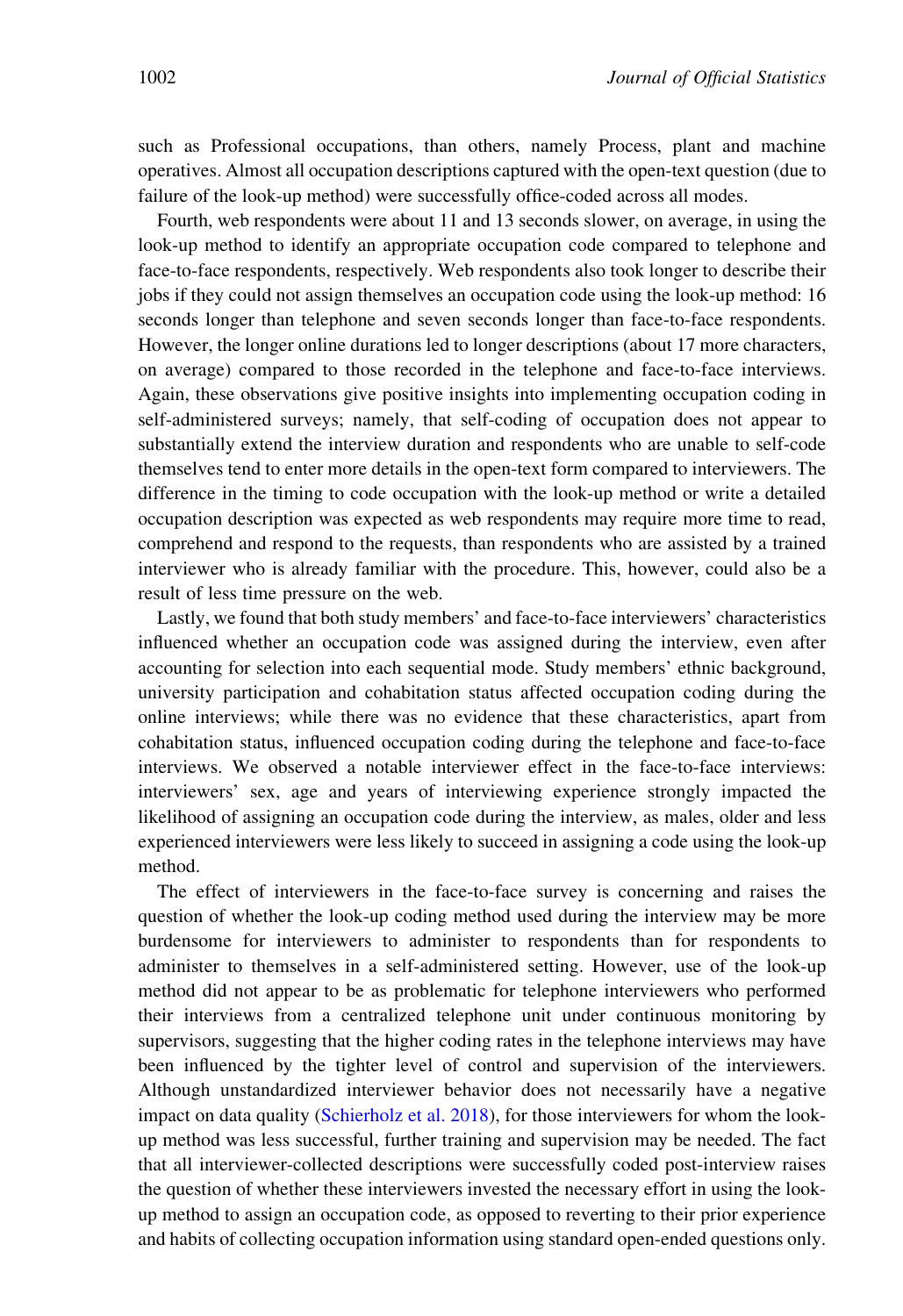such as Professional occupations, than others, namely Process, plant and machine operatives. Almost all occupation descriptions captured with the open-text question (due to failure of the look-up method) were successfully office-coded across all modes.

Fourth, web respondents were about 11 and 13 seconds slower, on average, in using the look-up method to identify an appropriate occupation code compared to telephone and face-to-face respondents, respectively. Web respondents also took longer to describe their jobs if they could not assign themselves an occupation code using the look-up method: 16 seconds longer than telephone and seven seconds longer than face-to-face respondents. However, the longer online durations led to longer descriptions (about 17 more characters, on average) compared to those recorded in the telephone and face-to-face interviews. Again, these observations give positive insights into implementing occupation coding in self-administered surveys; namely, that self-coding of occupation does not appear to substantially extend the interview duration and respondents who are unable to self-code themselves tend to enter more details in the open-text form compared to interviewers. The difference in the timing to code occupation with the look-up method or write a detailed occupation description was expected as web respondents may require more time to read, comprehend and respond to the requests, than respondents who are assisted by a trained interviewer who is already familiar with the procedure. This, however, could also be a result of less time pressure on the web.

Lastly, we found that both study members' and face-to-face interviewers' characteristics influenced whether an occupation code was assigned during the interview, even after accounting for selection into each sequential mode. Study members' ethnic background, university participation and cohabitation status affected occupation coding during the online interviews; while there was no evidence that these characteristics, apart from cohabitation status, influenced occupation coding during the telephone and face-to-face interviews. We observed a notable interviewer effect in the face-to-face interviews: interviewers' sex, age and years of interviewing experience strongly impacted the likelihood of assigning an occupation code during the interview, as males, older and less experienced interviewers were less likely to succeed in assigning a code using the look-up method.

The effect of interviewers in the face-to-face survey is concerning and raises the question of whether the look-up coding method used during the interview may be more burdensome for interviewers to administer to respondents than for respondents to administer to themselves in a self-administered setting. However, use of the look-up method did not appear to be as problematic for telephone interviewers who performed their interviews from a centralized telephone unit under continuous monitoring by supervisors, suggesting that the higher coding rates in the telephone interviews may have been influenced by the tighter level of control and supervision of the interviewers. Although unstandardized interviewer behavior does not necessarily have a negative impact on data quality (Schierholz et al. 2018), for those interviewers for whom the look-up method was less successful, further training and supervision may be needed. The fact that all interviewer-collected descriptions were successfully coded post-interview raises the question of whether these interviewers invested the necessary effort in using the look-up method to assign an occupation code, as opposed to reverting to their prior experience and habits of collecting occupation information using standard open-ended questions only.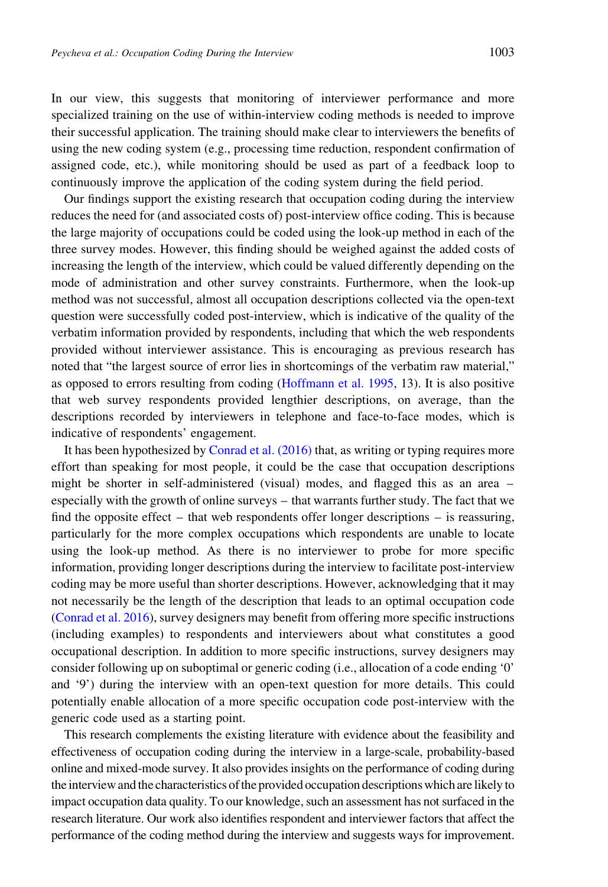In our view, this suggests that monitoring of interviewer performance and more specialized training on the use of within-interview coding methods is needed to improve their successful application. The training should make clear to interviewers the benefits of using the new coding system (e.g., processing time reduction, respondent confirmation of assigned code, etc.), while monitoring should be used as part of a feedback loop to continuously improve the application of the coding system during the field period.

Our findings support the existing research that occupation coding during the interview reduces the need for (and associated costs of) post-interview office coding. This is because the large majority of occupations could be coded using the look-up method in each of the three survey modes. However, this finding should be weighed against the added costs of increasing the length of the interview, which could be valued differently depending on the mode of administration and other survey constraints. Furthermore, when the look-up method was not successful, almost all occupation descriptions collected via the open-text question were successfully coded post-interview, which is indicative of the quality of the verbatim information provided by respondents, including that which the web respondents provided without interviewer assistance. This is encouraging as previous research has noted that "the largest source of error lies in shortcomings of the verbatim raw material," as opposed to errors resulting from coding (Hoffmann et al. 1995, 13). It is also positive that web survey respondents provided lengthier descriptions, on average, than the descriptions recorded by interviewers in telephone and face-to-face modes, which is indicative of respondents' engagement.

It has been hypothesized by Conrad et al. (2016) that, as writing or typing requires more effort than speaking for most people, it could be the case that occupation descriptions might be shorter in self-administered (visual) modes, and flagged this as an area – especially with the growth of online surveys – that warrants further study. The fact that we find the opposite effect – that web respondents offer longer descriptions – is reassuring, particularly for the more complex occupations which respondents are unable to locate using the look-up method. As there is no interviewer to probe for more specific information, providing longer descriptions during the interview to facilitate post-interview coding may be more useful than shorter descriptions. However, acknowledging that it may not necessarily be the length of the description that leads to an optimal occupation code (Conrad et al. 2016), survey designers may benefit from offering more specific instructions (including examples) to respondents and interviewers about what constitutes a good occupational description. In addition to more specific instructions, survey designers may consider following up on suboptimal or generic coding (i.e., allocation of a code ending '0' and '9') during the interview with an open-text question for more details. This could potentially enable allocation of a more specific occupation code post-interview with the generic code used as a starting point.

This research complements the existing literature with evidence about the feasibility and effectiveness of occupation coding during the interview in a large-scale, probability-based online and mixed-mode survey. It also provides insights on the performance of coding during the interview and the characteristics of the provided occupation descriptions which are likely to impact occupation data quality. To our knowledge, such an assessment has not surfaced in the research literature. Our work also identifies respondent and interviewer factors that affect the performance of the coding method during the interview and suggests ways for improvement.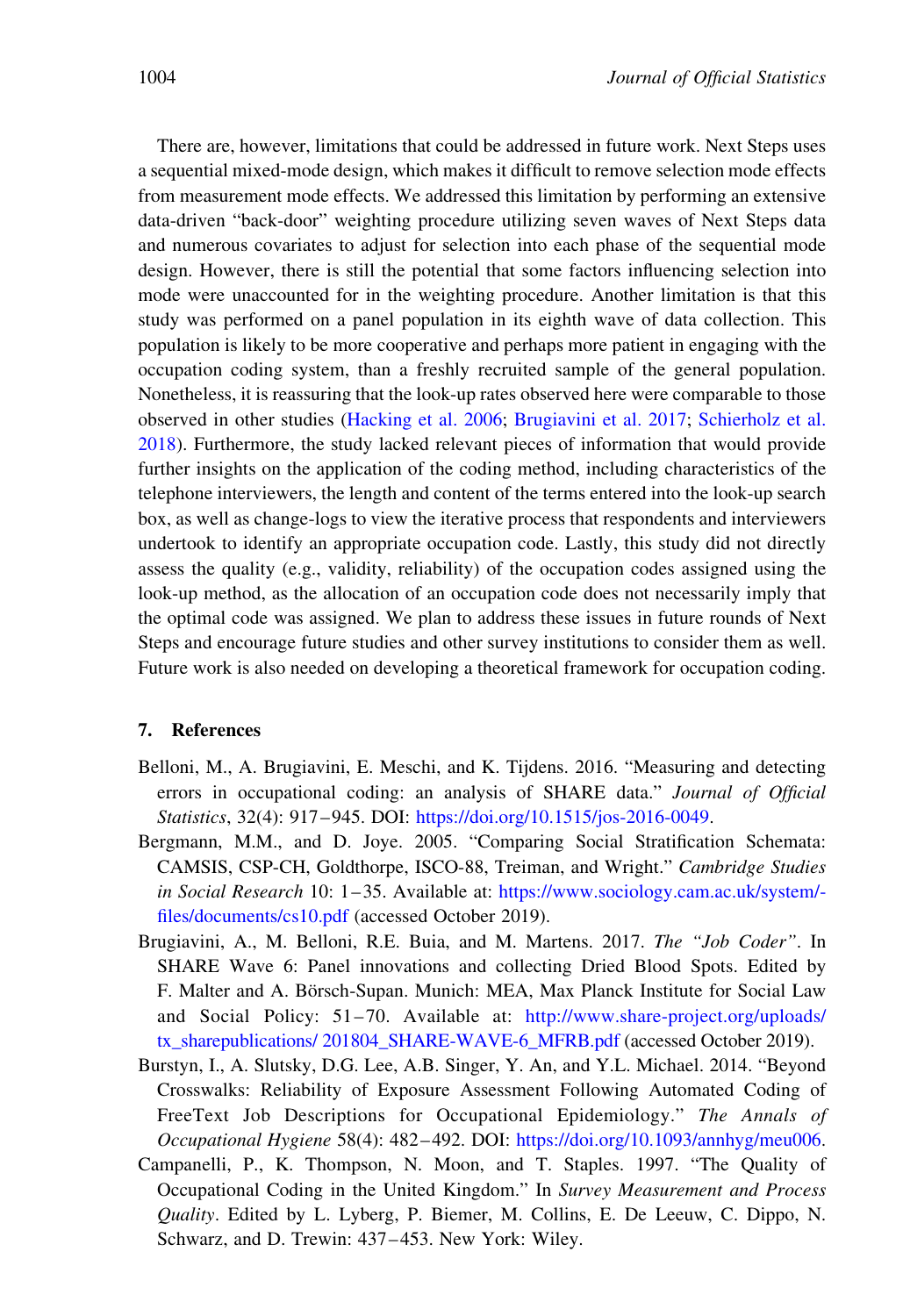There are, however, limitations that could be addressed in future work. Next Steps uses a sequential mixed-mode design, which makes it difficult to remove selection mode effects from measurement mode effects. We addressed this limitation by performing an extensive data-driven "back-door" weighting procedure utilizing seven waves of Next Steps data and numerous covariates to adjust for selection into each phase of the sequential mode design. However, there is still the potential that some factors influencing selection into mode were unaccounted for in the weighting procedure. Another limitation is that this study was performed on a panel population in its eighth wave of data collection. This population is likely to be more cooperative and perhaps more patient in engaging with the occupation coding system, than a freshly recruited sample of the general population. Nonetheless, it is reassuring that the look-up rates observed here were comparable to those observed in other studies (Hacking et al. 2006; Brugiavini et al. 2017; Schierholz et al. 2018). Furthermore, the study lacked relevant pieces of information that would provide further insights on the application of the coding method, including characteristics of the telephone interviewers, the length and content of the terms entered into the look-up search box, as well as change-logs to view the iterative process that respondents and interviewers undertook to identify an appropriate occupation code. Lastly, this study did not directly assess the quality (e.g., validity, reliability) of the occupation codes assigned using the look-up method, as the allocation of an occupation code does not necessarily imply that the optimal code was assigned. We plan to address these issues in future rounds of Next Steps and encourage future studies and other survey institutions to consider them as well. Future work is also needed on developing a theoretical framework for occupation coding.

## 7. References

Belloni, M., A. Brugiavini, E. Meschi, and K. Tijdens. 2016. "Measuring and detecting errors in occupational coding: an analysis of SHARE data." *Journal of Official Statistics*, 32(4): 917–945. DOI: https://doi.org/10.1515/jos-2016-0049.

Bergmann, M.M., and D. Joye. 2005. "Comparing Social Stratification Schemata: CAMSIS, CSP-CH, Goldthorpe, ISCO-88, Treiman, and Wright." *Cambridge Studies in Social Research* 10: 1–35. Available at: https://www.sociology.cam.ac.uk/system/-files/documents/cs10.pdf (accessed October 2019).

Brugiavini, A., M. Belloni, R.E. Buia, and M. Martens. 2017. *The "Job Coder"*. In SHARE Wave 6: Panel innovations and collecting Dried Blood Spots. Edited by F. Malter and A. Börsch-Supan. Munich: MEA, Max Planck Institute for Social Law and Social Policy: 51–70. Available at: http://www.share-project.org/uploads/tx_sharepublications/ 201804_SHARE-WAVE-6_MFRB.pdf (accessed October 2019).

Burstyn, I., A. Slutsky, D.G. Lee, A.B. Singer, Y. An, and Y.L. Michael. 2014. "Beyond Crosswalks: Reliability of Exposure Assessment Following Automated Coding of FreeText Job Descriptions for Occupational Epidemiology." *The Annals of Occupational Hygiene* 58(4): 482–492. DOI: https://doi.org/10.1093/annhyg/meu006.

Campanelli, P., K. Thompson, N. Moon, and T. Staples. 1997. "The Quality of Occupational Coding in the United Kingdom." In *Survey Measurement and Process Quality*. Edited by L. Lyberg, P. Biemer, M. Collins, E. De Leeuw, C. Dippo, N. Schwarz, and D. Trewin: 437–453. New York: Wiley.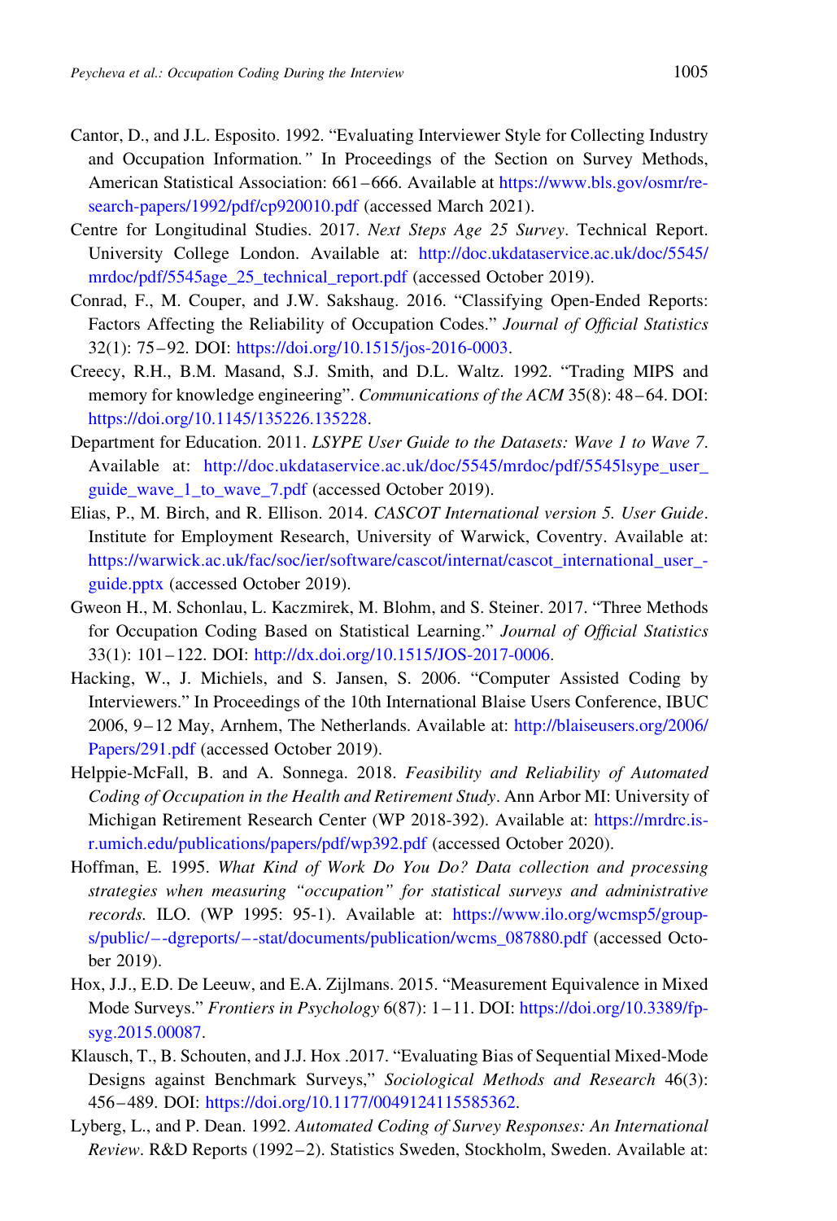Cantor, D., and J.L. Esposito. 1992. "Evaluating Interviewer Style for Collecting Industry and Occupation Information." In Proceedings of the Section on Survey Methods, American Statistical Association: 661–666. Available at https://www.bls.gov/osmr/research-papers/1992/pdf/cp920010.pdf (accessed March 2021).

Centre for Longitudinal Studies. 2017. *Next Steps Age 25 Survey*. Technical Report. University College London. Available at: http://doc.ukdataservice.ac.uk/doc/5545/mrdoc/pdf/5545age_25_technical_report.pdf (accessed October 2019).

Conrad, F., M. Couper, and J.W. Sakshaug. 2016. "Classifying Open-Ended Reports: Factors Affecting the Reliability of Occupation Codes." *Journal of Official Statistics* 32(1): 75–92. DOI: https://doi.org/10.1515/jos-2016-0003.

Creecy, R.H., B.M. Masand, S.J. Smith, and D.L. Waltz. 1992. "Trading MIPS and memory for knowledge engineering". *Communications of the ACM* 35(8): 48–64. DOI: https://doi.org/10.1145/135226.135228.

Department for Education. 2011. *LSYPE User Guide to the Datasets: Wave 1 to Wave 7*. Available at: http://doc.ukdataservice.ac.uk/doc/5545/mrdoc/pdf/5545lsype_user_guide_wave_1_to_wave_7.pdf (accessed October 2019).

Elias, P., M. Birch, and R. Ellison. 2014. *CASCOT International version 5. User Guide*. Institute for Employment Research, University of Warwick, Coventry. Available at: https://warwick.ac.uk/fac/soc/ier/software/cascot/internat/cascot_international_user_guide.pptx (accessed October 2019).

Gweon H., M. Schonlau, L. Kaczmirek, M. Blohm, and S. Steiner. 2017. "Three Methods for Occupation Coding Based on Statistical Learning." *Journal of Official Statistics* 33(1): 101–122. DOI: http://dx.doi.org/10.1515/JOS-2017-0006.

Hacking, W., J. Michiels, and S. Jansen, S. 2006. "Computer Assisted Coding by Interviewers." In Proceedings of the 10th International Blaise Users Conference, IBUC 2006, 9–12 May, Arnhem, The Netherlands. Available at: http://blaiseusers.org/2006/Papers/291.pdf (accessed October 2019).

Helppie-McFall, B. and A. Sonnega. 2018. *Feasibility and Reliability of Automated Coding of Occupation in the Health and Retirement Study*. Ann Arbor MI: University of Michigan Retirement Research Center (WP 2018-392). Available at: https://mrdrc.isr.umich.edu/publications/papers/pdf/wp392.pdf (accessed October 2020).

Hoffman, E. 1995. *What Kind of Work Do You Do? Data collection and processing strategies when measuring "occupation" for statistical surveys and administrative records.* ILO. (WP 1995: 95-1). Available at: https://www.ilo.org/wcmsp5/groups/public/—-dgreports/—-stat/documents/publication/wcms_087880.pdf (accessed October 2019).

Hox, J.J., E.D. De Leeuw, and E.A. Zijlmans. 2015. "Measurement Equivalence in Mixed Mode Surveys." *Frontiers in Psychology* 6(87): 1–11. DOI: https://doi.org/10.3389/fpsyg.2015.00087.

Klausch, T., B. Schouten, and J.J. Hox .2017. "Evaluating Bias of Sequential Mixed-Mode Designs against Benchmark Surveys," *Sociological Methods and Research* 46(3): 456–489. DOI: https://doi.org/10.1177/0049124115585362.

Lyberg, L., and P. Dean. 1992. *Automated Coding of Survey Responses: An International Review*. R&D Reports (1992–2). Statistics Sweden, Stockholm, Sweden. Available at: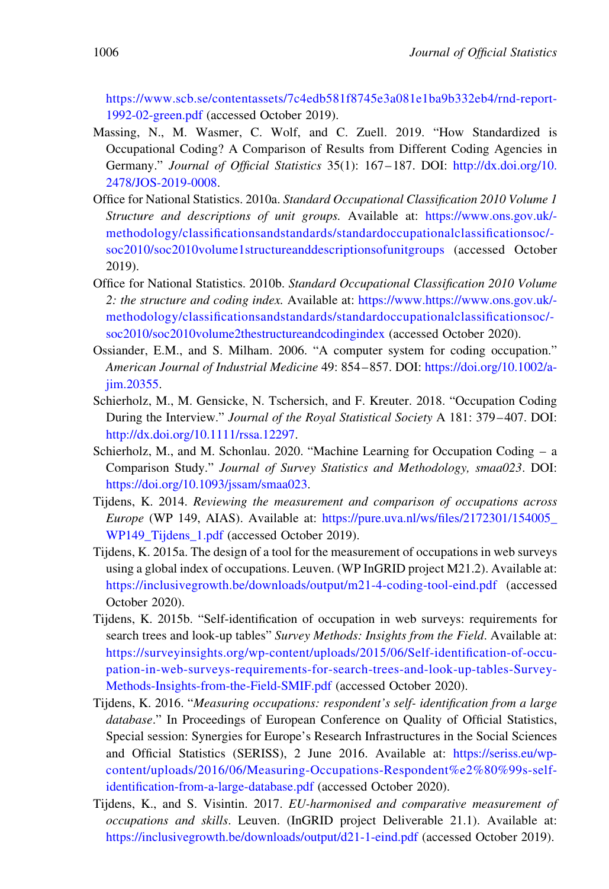https://www.scb.se/contentassets/7c4edb581f8745e3a081e1ba9b332eb4/rnd-report-1992-02-green.pdf (accessed October 2019).

Massing, N., M. Wasmer, C. Wolf, and C. Zuell. 2019. "How Standardized is Occupational Coding? A Comparison of Results from Different Coding Agencies in Germany." *Journal of Official Statistics* 35(1): 167–187. DOI: http://dx.doi.org/10.2478/JOS-2019-0008.

Office for National Statistics. 2010a. *Standard Occupational Classification 2010 Volume 1 Structure and descriptions of unit groups.* Available at: https://www.ons.gov.uk/-methodology/classificationsandstandards/standardoccupationalclassificationsoc/-soc2010/soc2010volume1structureanddescriptionsofunitgroups (accessed October 2019).

Office for National Statistics. 2010b. *Standard Occupational Classification 2010 Volume 2: the structure and coding index.* Available at: https://www.https://www.ons.gov.uk/-methodology/classificationsandstandards/standardoccupationalclassificationsoc/-soc2010/soc2010volume2thestructureandcodingindex (accessed October 2020).

Ossiander, E.M., and S. Milham. 2006. "A computer system for coding occupation." *American Journal of Industrial Medicine* 49: 854–857. DOI: https://doi.org/10.1002/ajim.20355.

Schierholz, M., M. Gensicke, N. Tschersich, and F. Kreuter. 2018. "Occupation Coding During the Interview." *Journal of the Royal Statistical Society* A 181: 379–407. DOI: http://dx.doi.org/10.1111/rssa.12297.

Schierholz, M., and M. Schonlau. 2020. "Machine Learning for Occupation Coding – a Comparison Study." *Journal of Survey Statistics and Methodology, smaa023*. DOI: https://doi.org/10.1093/jssam/smaa023.

Tijdens, K. 2014. *Reviewing the measurement and comparison of occupations across Europe* (WP 149, AIAS). Available at: https://pure.uva.nl/ws/files/2172301/154005_WP149_Tijdens_1.pdf (accessed October 2019).

Tijdens, K. 2015a. The design of a tool for the measurement of occupations in web surveys using a global index of occupations. Leuven. (WP InGRID project M21.2). Available at: https://inclusivegrowth.be/downloads/output/m21-4-coding-tool-eind.pdf (accessed October 2020).

Tijdens, K. 2015b. "Self-identification of occupation in web surveys: requirements for search trees and look-up tables" *Survey Methods: Insights from the Field*. Available at: https://surveyinsights.org/wp-content/uploads/2015/06/Self-identification-of-occupation-in-web-surveys-requirements-for-search-trees-and-look-up-tables-Survey-Methods-Insights-from-the-Field-SMIF.pdf (accessed October 2020).

Tijdens, K. 2016. "*Measuring occupations: respondent's self- identification from a large database*." In Proceedings of European Conference on Quality of Official Statistics, Special session: Synergies for Europe's Research Infrastructures in the Social Sciences and Official Statistics (SERISS), 2 June 2016. Available at: https://seriss.eu/wp-content/uploads/2016/06/Measuring-Occupations-Respondent%e2%80%99s-self-identification-from-a-large-database.pdf (accessed October 2020).

Tijdens, K., and S. Visintin. 2017. *EU-harmonised and comparative measurement of occupations and skills*. Leuven. (InGRID project Deliverable 21.1). Available at: https://inclusivegrowth.be/downloads/output/d21-1-eind.pdf (accessed October 2019).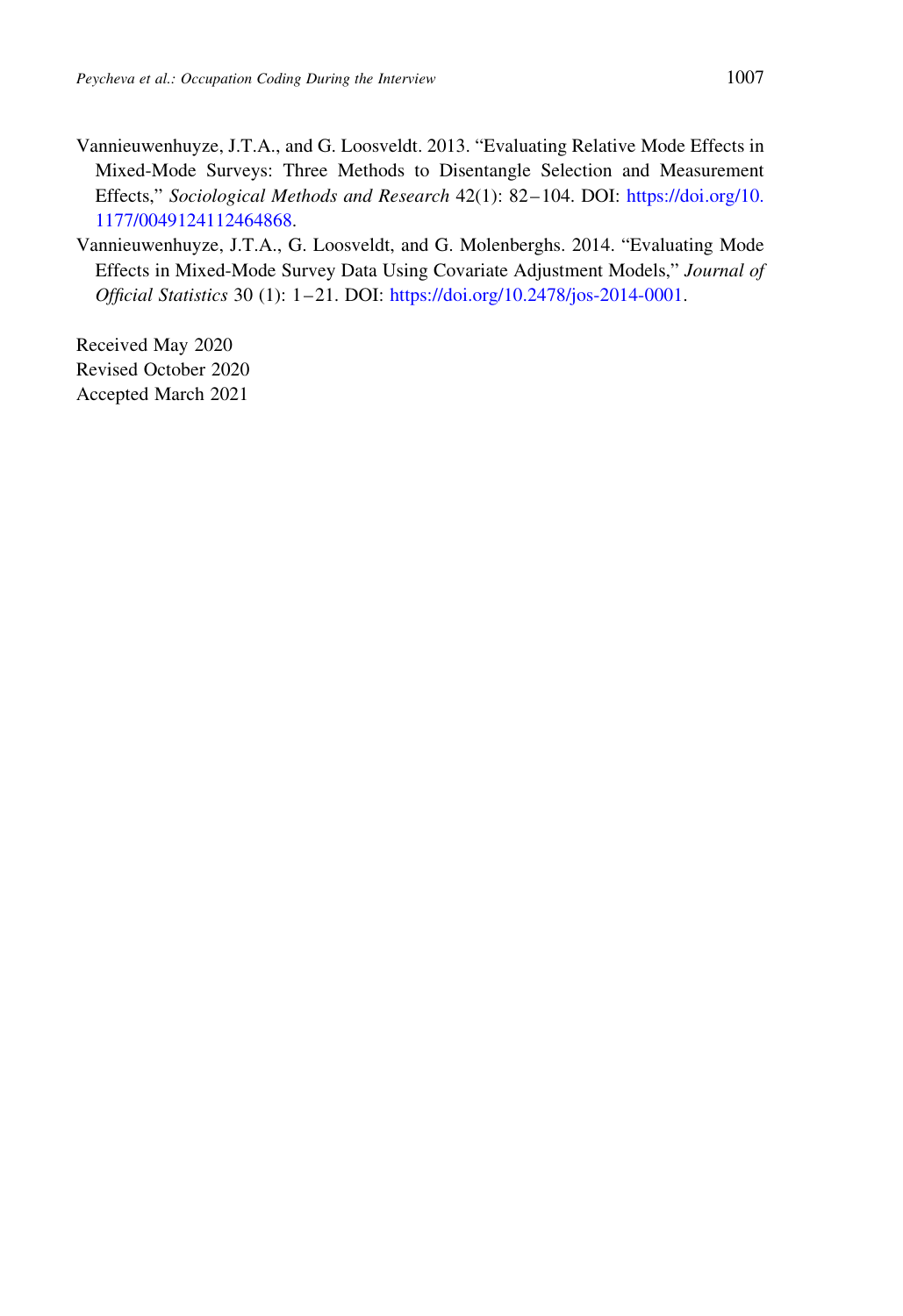Vannieuwenhuyze, J.T.A., and G. Loosveldt. 2013. "Evaluating Relative Mode Effects in Mixed-Mode Surveys: Three Methods to Disentangle Selection and Measurement Effects," *Sociological Methods and Research* 42(1): 82–104. DOI: https://doi.org/10.1177/0049124112464868.

Vannieuwenhuyze, J.T.A., G. Loosveldt, and G. Molenberghs. 2014. "Evaluating Mode Effects in Mixed-Mode Survey Data Using Covariate Adjustment Models," *Journal of Official Statistics* 30 (1): 1–21. DOI: https://doi.org/10.2478/jos-2014-0001.

Received May 2020
Revised October 2020
Accepted March 2021